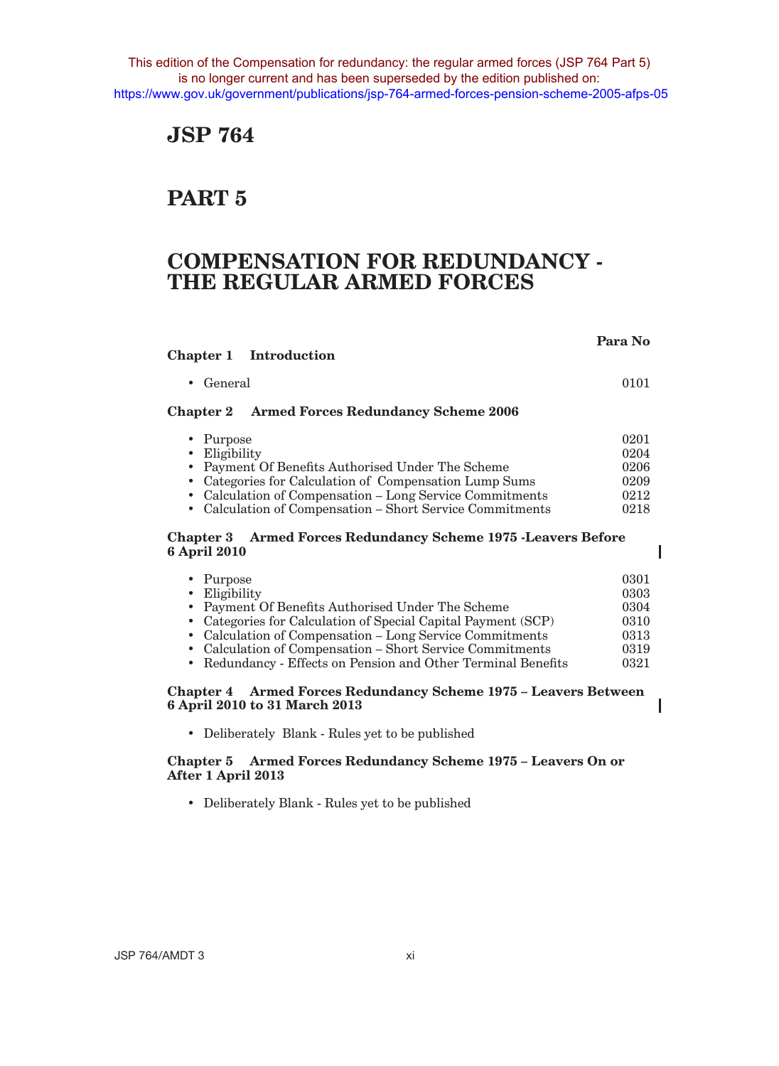This edition of the Compensation for redundancy: the regular armed forces (JSP 764 Part 5) is no longer current and has been superseded by the edition published on: https://www.gov.uk/government/publications/jsp-764-armed-forces-pension-scheme-2005-afps-05

# JSP 764

# PART 5

# COMPENSATION FOR REDUNDANCY - THE REGULAR ARMED FORCES

| | Para No |
|---|---|
| **Chapter 1 Introduction** | |
| • General | 0101 |
| **Chapter 2 Armed Forces Redundancy Scheme 2006** | |
| • Purpose | 0201 |
| • Eligibility | 0204 |
| • Payment Of Benefits Authorised Under The Scheme | 0206 |
| • Categories for Calculation of Compensation Lump Sums | 0209 |
| • Calculation of Compensation – Long Service Commitments | 0212 |
| • Calculation of Compensation – Short Service Commitments | 0218 |
| **Chapter 3 Armed Forces Redundancy Scheme 1975 -Leavers Before 6 April 2010** | |
| • Purpose | 0301 |
| • Eligibility | 0303 |
| • Payment Of Benefits Authorised Under The Scheme | 0304 |
| • Categories for Calculation of Special Capital Payment (SCP) | 0310 |
| • Calculation of Compensation – Long Service Commitments | 0313 |
| • Calculation of Compensation – Short Service Commitments | 0319 |
| • Redundancy - Effects on Pension and Other Terminal Benefits | 0321 |
| **Chapter 4 Armed Forces Redundancy Scheme 1975 – Leavers Between 6 April 2010 to 31 March 2013** | |
| • Deliberately Blank - Rules yet to be published | |
| **Chapter 5 Armed Forces Redundancy Scheme 1975 – Leavers On or After 1 April 2013** | |
| • Deliberately Blank - Rules yet to be published | |

JSP 764/AMDT 3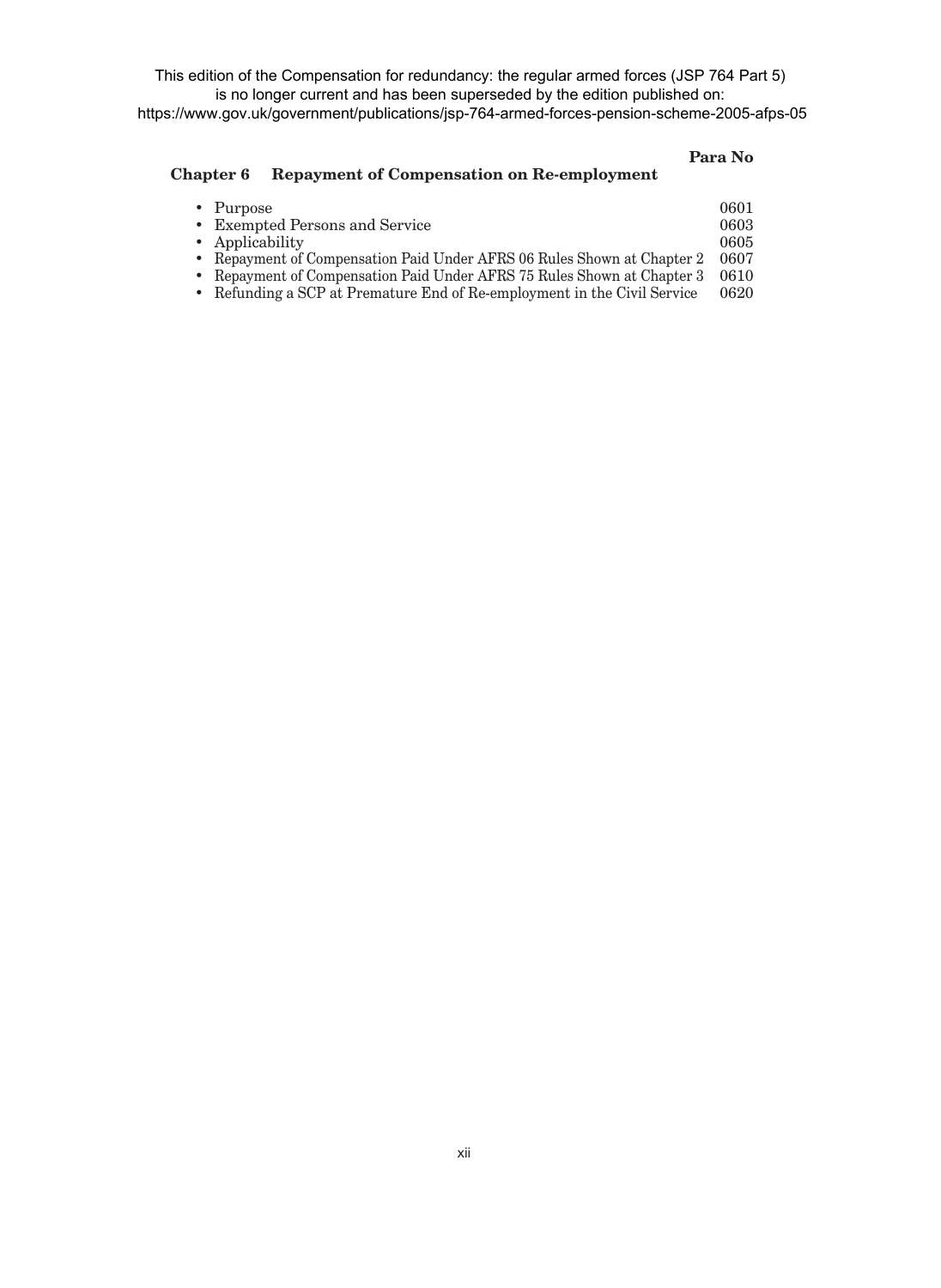This edition of the Compensation for redundancy: the regular armed forces (JSP 764 Part 5) is no longer current and has been superseded by the edition published on: https://www.gov.uk/government/publications/jsp-764-armed-forces-pension-scheme-2005-afps-05

| **Chapter 6 Repayment of Compensation on Re-employment** | **Para No** |
| --- | --- |
| • Purpose | 0601 |
| • Exempted Persons and Service | 0603 |
| • Applicability | 0605 |
| • Repayment of Compensation Paid Under AFRS 06 Rules Shown at Chapter 2 | 0607 |
| • Repayment of Compensation Paid Under AFRS 75 Rules Shown at Chapter 3 | 0610 |
| • Refunding a SCP at Premature End of Re-employment in the Civil Service | 0620 |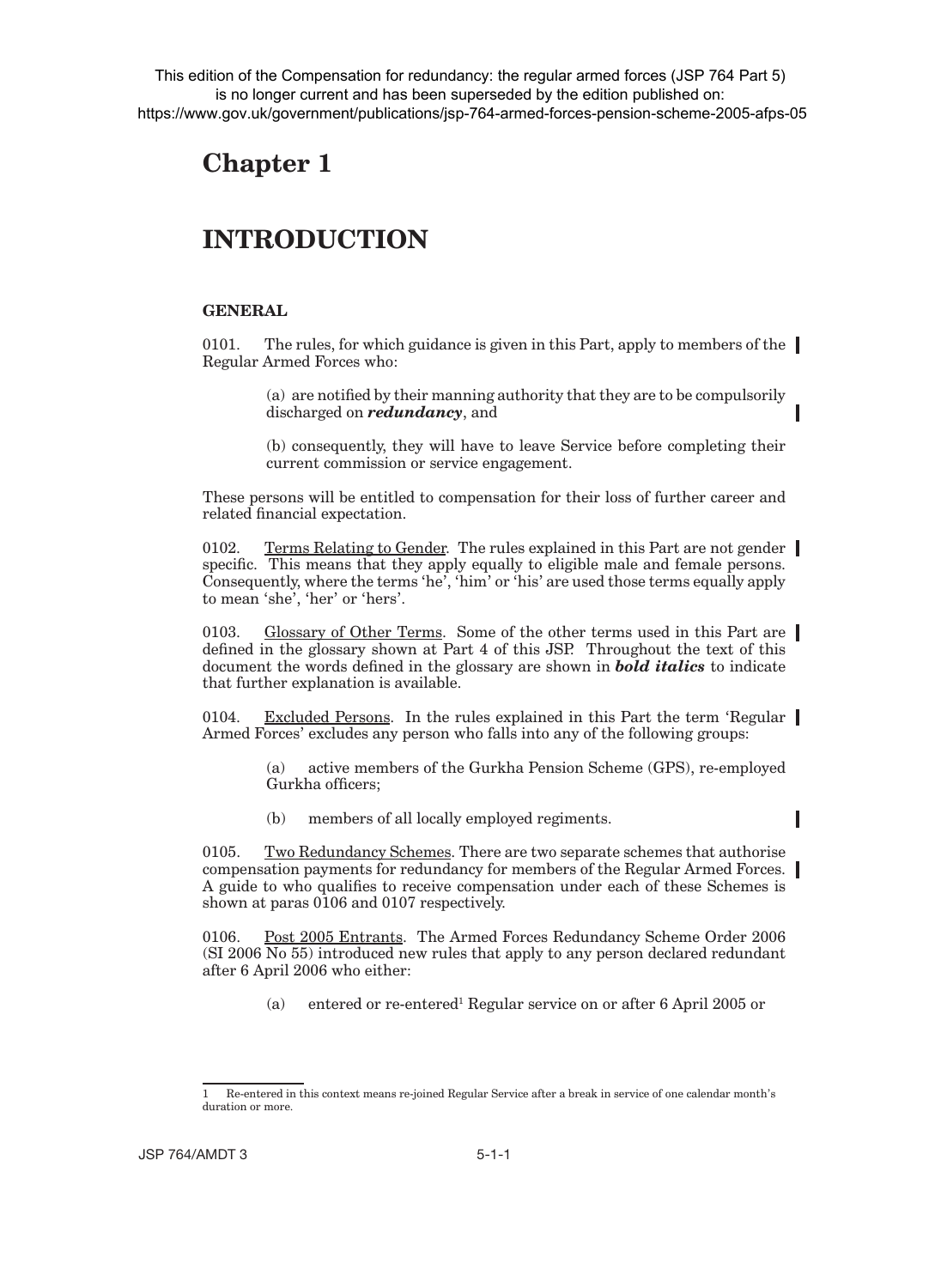This edition of the Compensation for redundancy: the regular armed forces (JSP 764 Part 5) is no longer current and has been superseded by the edition published on: https://www.gov.uk/government/publications/jsp-764-armed-forces-pension-scheme-2005-afps-05

# Chapter 1

# INTRODUCTION

### GENERAL

0101. The rules, for which guidance is given in this Part, apply to members of the Regular Armed Forces who:

> (a) are notified by their manning authority that they are to be compulsorily discharged on ***redundancy***, and
>
> (b) consequently, they will have to leave Service before completing their current commission or service engagement.

These persons will be entitled to compensation for their loss of further career and related financial expectation.

0102. <u>Terms Relating to Gender</u>. The rules explained in this Part are not gender specific. This means that they apply equally to eligible male and female persons. Consequently, where the terms 'he', 'him' or 'his' are used those terms equally apply to mean 'she', 'her' or 'hers'.

0103. <u>Glossary of Other Terms</u>. Some of the other terms used in this Part are defined in the glossary shown at Part 4 of this JSP. Throughout the text of this document the words defined in the glossary are shown in ***bold italics*** to indicate that further explanation is available.

0104. <u>Excluded Persons</u>. In the rules explained in this Part the term 'Regular Armed Forces' excludes any person who falls into any of the following groups:

> (a) active members of the Gurkha Pension Scheme (GPS), re-employed Gurkha officers;
>
> (b) members of all locally employed regiments.

0105. <u>Two Redundancy Schemes</u>. There are two separate schemes that authorise compensation payments for redundancy for members of the Regular Armed Forces. A guide to who qualifies to receive compensation under each of these Schemes is shown at paras 0106 and 0107 respectively.

0106. <u>Post 2005 Entrants</u>. The Armed Forces Redundancy Scheme Order 2006 (SI 2006 No 55) introduced new rules that apply to any person declared redundant after 6 April 2006 who either:

> (a) entered or re-entered[1] Regular service on or after 6 April 2005 or

---

[1] Re-entered in this context means re-joined Regular Service after a break in service of one calendar month's duration or more.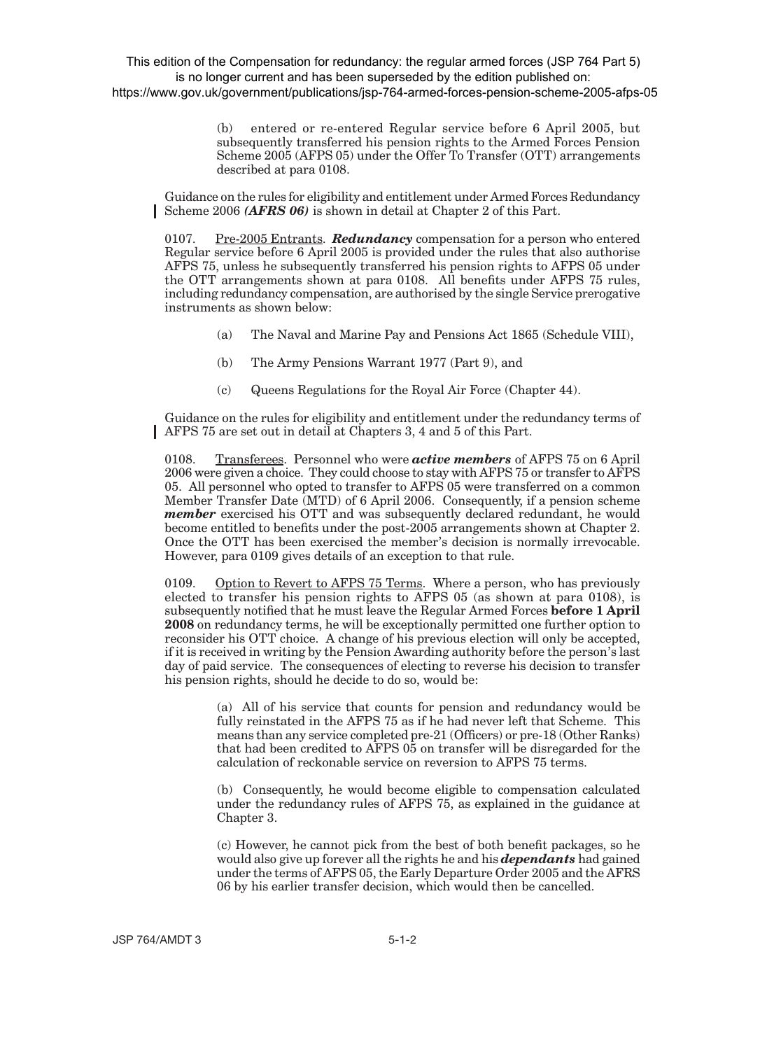This edition of the Compensation for redundancy: the regular armed forces (JSP 764 Part 5) is no longer current and has been superseded by the edition published on: https://www.gov.uk/government/publications/jsp-764-armed-forces-pension-scheme-2005-afps-05

(b) entered or re-entered Regular service before 6 April 2005, but subsequently transferred his pension rights to the Armed Forces Pension Scheme 2005 (AFPS 05) under the Offer To Transfer (OTT) arrangements described at para 0108.

Guidance on the rules for eligibility and entitlement under Armed Forces Redundancy Scheme 2006 ***(AFRS 06)*** is shown in detail at Chapter 2 of this Part.

0107. Pre-2005 Entrants. ***Redundancy*** compensation for a person who entered Regular service before 6 April 2005 is provided under the rules that also authorise AFPS 75, unless he subsequently transferred his pension rights to AFPS 05 under the OTT arrangements shown at para 0108. All benefits under AFPS 75 rules, including redundancy compensation, are authorised by the single Service prerogative instruments as shown below:

(a) The Naval and Marine Pay and Pensions Act 1865 (Schedule VIII),

(b) The Army Pensions Warrant 1977 (Part 9), and

(c) Queens Regulations for the Royal Air Force (Chapter 44).

Guidance on the rules for eligibility and entitlement under the redundancy terms of AFPS 75 are set out in detail at Chapters 3, 4 and 5 of this Part.

0108. Transferees. Personnel who were ***active members*** of AFPS 75 on 6 April 2006 were given a choice. They could choose to stay with AFPS 75 or transfer to AFPS 05. All personnel who opted to transfer to AFPS 05 were transferred on a common Member Transfer Date (MTD) of 6 April 2006. Consequently, if a pension scheme ***member*** exercised his OTT and was subsequently declared redundant, he would become entitled to benefits under the post-2005 arrangements shown at Chapter 2. Once the OTT has been exercised the member's decision is normally irrevocable. However, para 0109 gives details of an exception to that rule.

0109. Option to Revert to AFPS 75 Terms. Where a person, who has previously elected to transfer his pension rights to AFPS 05 (as shown at para 0108), is subsequently notified that he must leave the Regular Armed Forces **before 1 April 2008** on redundancy terms, he will be exceptionally permitted one further option to reconsider his OTT choice. A change of his previous election will only be accepted, if it is received in writing by the Pension Awarding authority before the person's last day of paid service. The consequences of electing to reverse his decision to transfer his pension rights, should he decide to do so, would be:

(a) All of his service that counts for pension and redundancy would be fully reinstated in the AFPS 75 as if he had never left that Scheme. This means than any service completed pre-21 (Officers) or pre-18 (Other Ranks) that had been credited to AFPS 05 on transfer will be disregarded for the calculation of reckonable service on reversion to AFPS 75 terms.

(b) Consequently, he would become eligible to compensation calculated under the redundancy rules of AFPS 75, as explained in the guidance at Chapter 3.

(c) However, he cannot pick from the best of both benefit packages, so he would also give up forever all the rights he and his ***dependants*** had gained under the terms of AFPS 05, the Early Departure Order 2005 and the AFRS 06 by his earlier transfer decision, which would then be cancelled.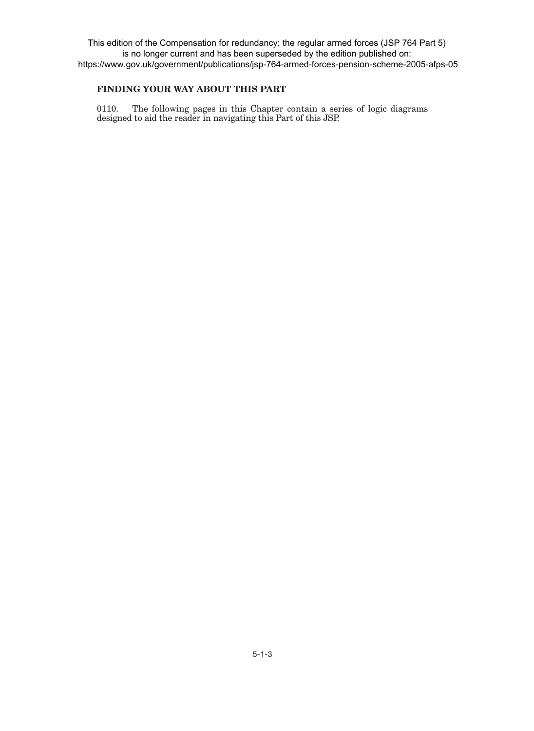This edition of the Compensation for redundancy: the regular armed forces (JSP 764 Part 5) is no longer current and has been superseded by the edition published on: https://www.gov.uk/government/publications/jsp-764-armed-forces-pension-scheme-2005-afps-05

## FINDING YOUR WAY ABOUT THIS PART

0110. The following pages in this Chapter contain a series of logic diagrams designed to aid the reader in navigating this Part of this JSP.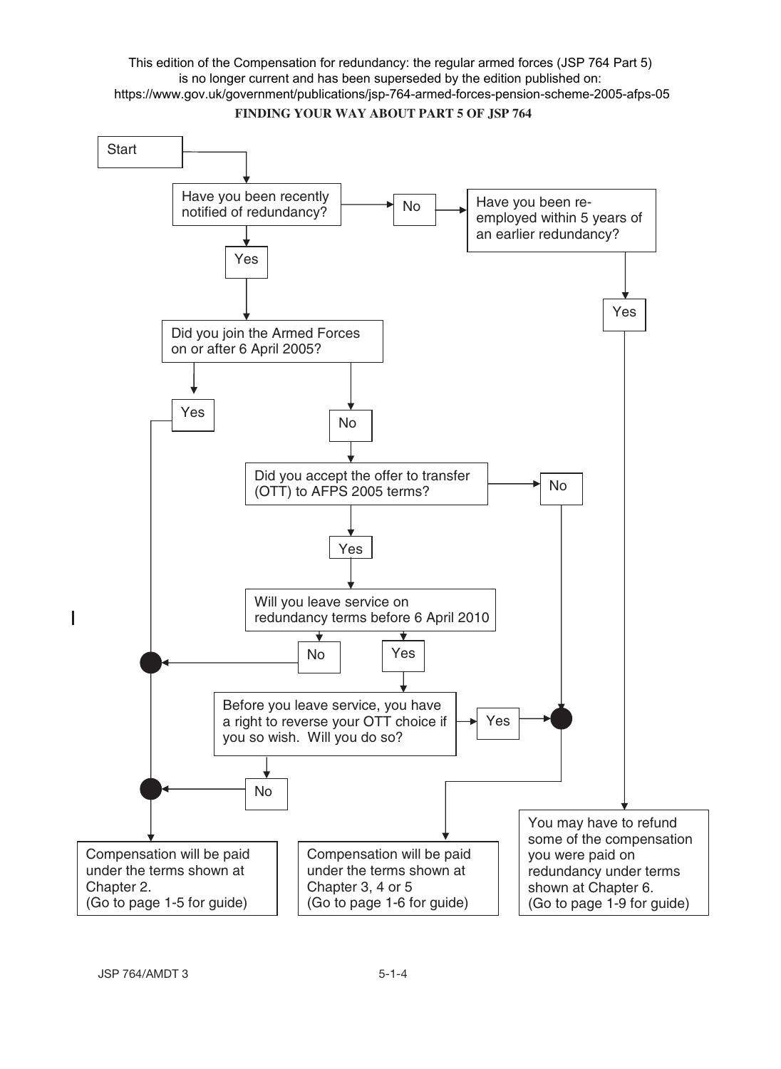This edition of the Compensation for redundancy: the regular armed forces (JSP 764 Part 5) is no longer current and has been superseded by the edition published on: https://www.gov.uk/government/publications/jsp-764-armed-forces-pension-scheme-2005-afps-05

**FINDING YOUR WAY ABOUT PART 5 OF JSP 764**

Start

Have you been recently notified of redundancy?

- **No** → Have you been re-employed within 5 years of an earlier redundancy?
  - **Yes** → You may have to refund some of the compensation you were paid on redundancy under terms shown at Chapter 6. (Go to page 1-9 for guide)
- **Yes** → Did you join the Armed Forces on or after 6 April 2005?
  - **Yes** → Compensation will be paid under the terms shown at Chapter 2. (Go to page 1-5 for guide)
  - **No** → Did you accept the offer to transfer (OTT) to AFPS 2005 terms?
    - **No** → Compensation will be paid under the terms shown at Chapter 3, 4 or 5 (Go to page 1-6 for guide)
    - **Yes** → Will you leave service on redundancy terms before 6 April 2010
      - **No** → Compensation will be paid under the terms shown at Chapter 2. (Go to page 1-5 for guide)
      - **Yes** → Before you leave service, you have a right to reverse your OTT choice if you so wish. Will you do so?
        - **Yes** → Compensation will be paid under the terms shown at Chapter 3, 4 or 5 (Go to page 1-6 for guide)
        - **No** → Compensation will be paid under the terms shown at Chapter 2. (Go to page 1-5 for guide)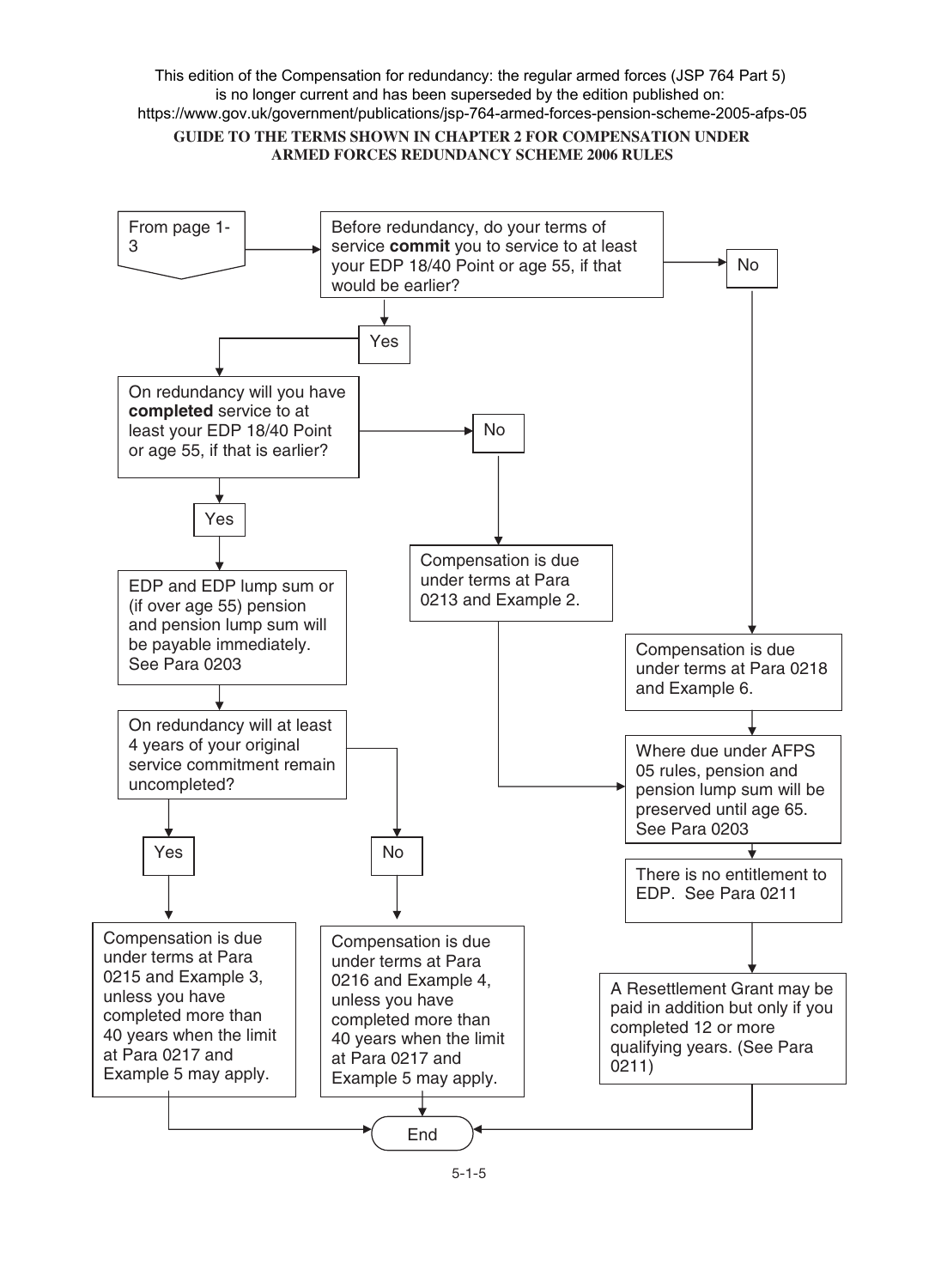This edition of the Compensation for redundancy: the regular armed forces (JSP 764 Part 5) is no longer current and has been superseded by the edition published on: https://www.gov.uk/government/publications/jsp-764-armed-forces-pension-scheme-2005-afps-05

**GUIDE TO THE TERMS SHOWN IN CHAPTER 2 FOR COMPENSATION UNDER ARMED FORCES REDUNDANCY SCHEME 2006 RULES**

From page 1-3

Before redundancy, do your terms of service **commit** you to service to at least your EDP 18/40 Point or age 55, if that would be earlier?

- **Yes** → On redundancy will you have **completed** service to at least your EDP 18/40 Point or age 55, if that is earlier?
  - **Yes** → EDP and EDP lump sum or (if over age 55) pension and pension lump sum will be payable immediately. See Para 0203
    - On redundancy will at least 4 years of your original service commitment remain uncompleted?
      - **Yes** → Compensation is due under terms at Para 0215 and Example 3, unless you have completed more than 40 years when the limit at Para 0217 and Example 5 may apply. → End
      - **No** → Compensation is due under terms at Para 0216 and Example 4, unless you have completed more than 40 years when the limit at Para 0217 and Example 5 may apply. → End
  - **No** → Compensation is due under terms at Para 0213 and Example 2. → Where due under AFPS 05 rules, pension and pension lump sum will be preserved until age 65. See Para 0203
- **No** → Compensation is due under terms at Para 0218 and Example 6.
  - Where due under AFPS 05 rules, pension and pension lump sum will be preserved until age 65. See Para 0203
  - There is no entitlement to EDP. See Para 0211
  - A Resettlement Grant may be paid in addition but only if you completed 12 or more qualifying years. (See Para 0211)
  - End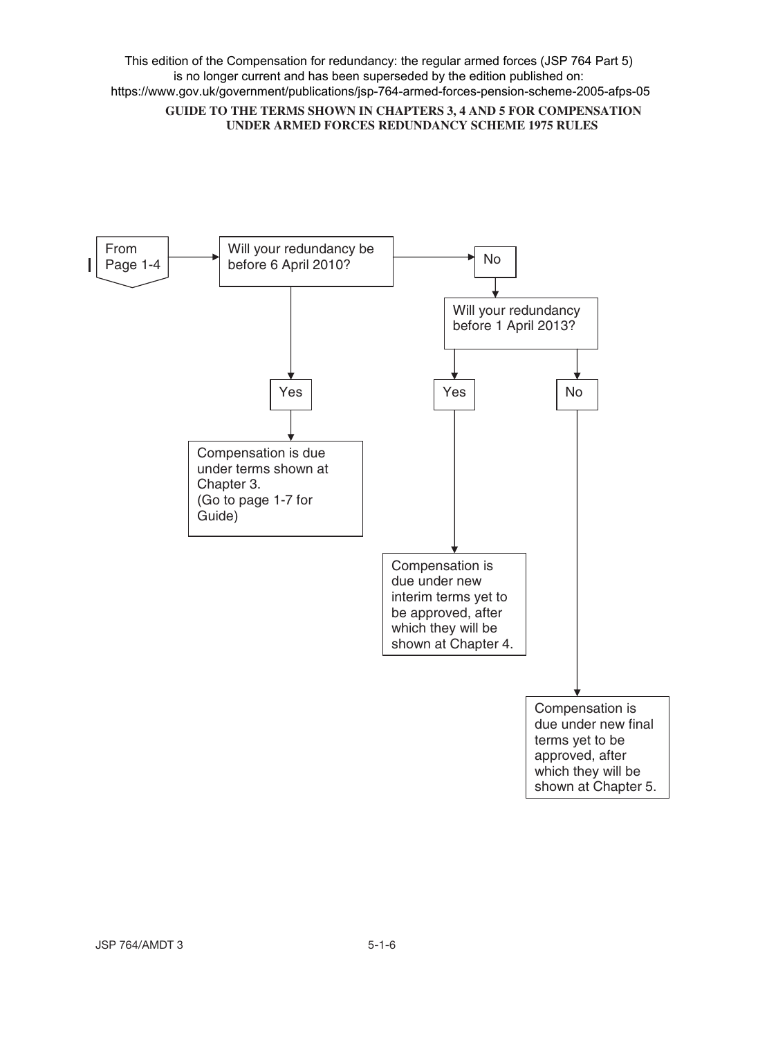This edition of the Compensation for redundancy: the regular armed forces (JSP 764 Part 5) is no longer current and has been superseded by the edition published on: https://www.gov.uk/government/publications/jsp-764-armed-forces-pension-scheme-2005-afps-05

## GUIDE TO THE TERMS SHOWN IN CHAPTERS 3, 4 AND 5 FOR COMPENSATION UNDER ARMED FORCES REDUNDANCY SCHEME 1975 RULES

From Page 1-4

Will your redundancy be before 6 April 2010?

- **Yes** → Compensation is due under terms shown at Chapter 3. (Go to page 1-7 for Guide)
- **No** → Will your redundancy before 1 April 2013?
  - **Yes** → Compensation is due under new interim terms yet to be approved, after which they will be shown at Chapter 4.
  - **No** → Compensation is due under new final terms yet to be approved, after which they will be shown at Chapter 5.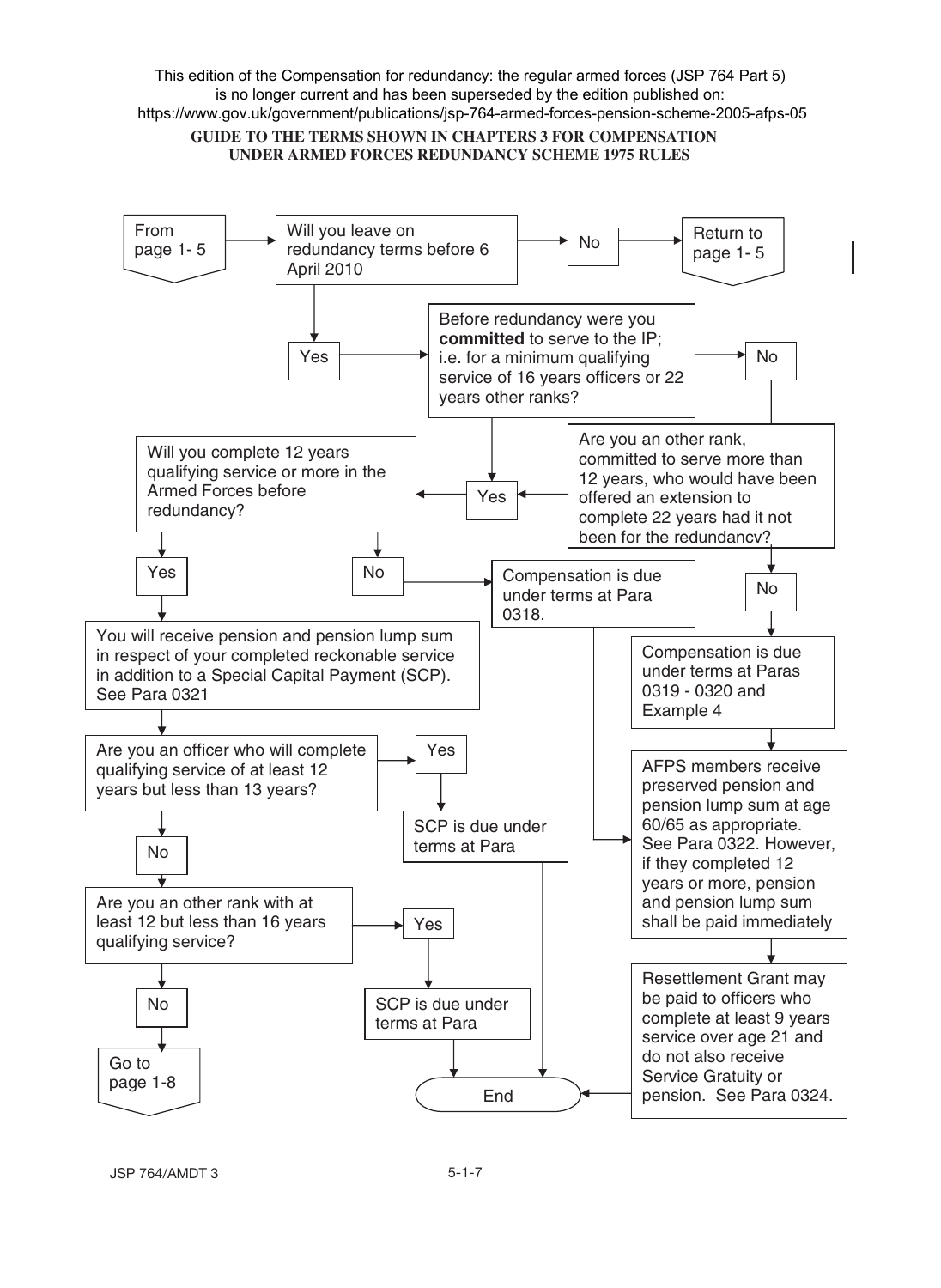This edition of the Compensation for redundancy: the regular armed forces (JSP 764 Part 5) is no longer current and has been superseded by the edition published on: https://www.gov.uk/government/publications/jsp-764-armed-forces-pension-scheme-2005-afps-05

**GUIDE TO THE TERMS SHOWN IN CHAPTERS 3 FOR COMPENSATION UNDER ARMED FORCES REDUNDANCY SCHEME 1975 RULES**

From page 1- 5

Will you leave on redundancy terms before 6 April 2010

No → Return to page 1- 5

Yes → Before redundancy were you **committed** to serve to the IP; i.e. for a minimum qualifying service of 16 years officers or 22 years other ranks?

- Yes → Will you complete 12 years qualifying service or more in the Armed Forces before redundancy?
- No → Are you an other rank, committed to serve more than 12 years, who would have been offered an extension to complete 22 years had it not been for the redundancy?
  - Yes → Will you complete 12 years qualifying service or more in the Armed Forces before redundancy?
  - No → Compensation is due under terms at Paras 0319 - 0320 and Example 4

Will you complete 12 years qualifying service or more in the Armed Forces before redundancy?

- No → Compensation is due under terms at Para 0318. → AFPS members receive preserved pension and pension lump sum at age 60/65 as appropriate. See Para 0322. However, if they completed 12 years or more, pension and pension lump sum shall be paid immediately
- Yes → You will receive pension and pension lump sum in respect of your completed reckonable service in addition to a Special Capital Payment (SCP). See Para 0321

Are you an officer who will complete qualifying service of at least 12 years but less than 13 years?

- Yes → SCP is due under terms at Para → End
- No → Are you an other rank with at least 12 but less than 16 years qualifying service?
  - Yes → SCP is due under terms at Para → End
  - No → Go to page 1-8

Compensation is due under terms at Paras 0319 - 0320 and Example 4 → AFPS members receive preserved pension and pension lump sum at age 60/65 as appropriate. See Para 0322. However, if they completed 12 years or more, pension and pension lump sum shall be paid immediately → Resettlement Grant may be paid to officers who complete at least 9 years service over age 21 and do not also receive Service Gratuity or pension. See Para 0324. → End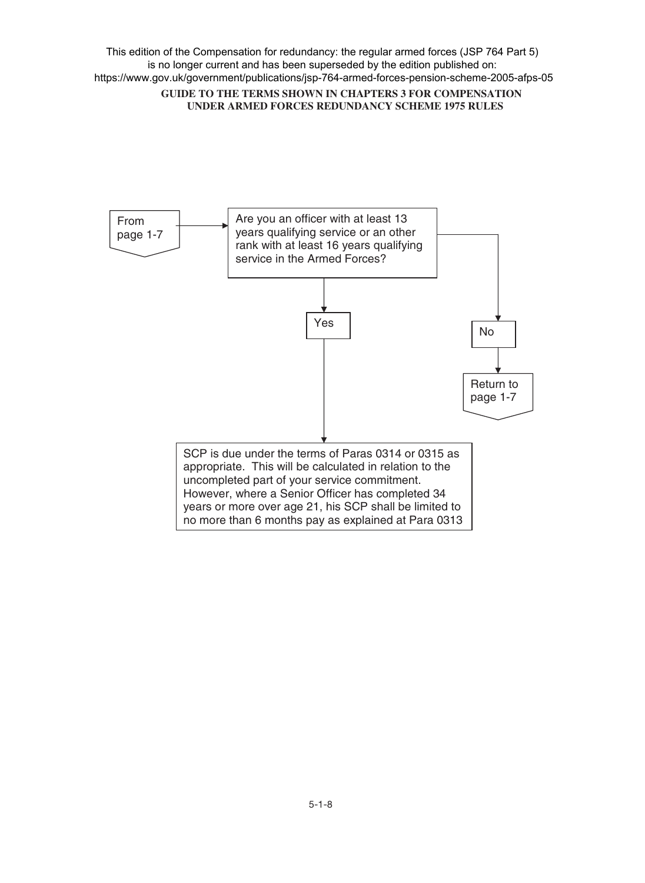This edition of the Compensation for redundancy: the regular armed forces (JSP 764 Part 5) is no longer current and has been superseded by the edition published on: https://www.gov.uk/government/publications/jsp-764-armed-forces-pension-scheme-2005-afps-05

**GUIDE TO THE TERMS SHOWN IN CHAPTERS 3 FOR COMPENSATION UNDER ARMED FORCES REDUNDANCY SCHEME 1975 RULES**

From page 1-7

Are you an officer with at least 13 years qualifying service or an other rank with at least 16 years qualifying service in the Armed Forces?

Yes

SCP is due under the terms of Paras 0314 or 0315 as appropriate. This will be calculated in relation to the uncompleted part of your service commitment. However, where a Senior Officer has completed 34 years or more over age 21, his SCP shall be limited to no more than 6 months pay as explained at Para 0313

No

Return to page 1-7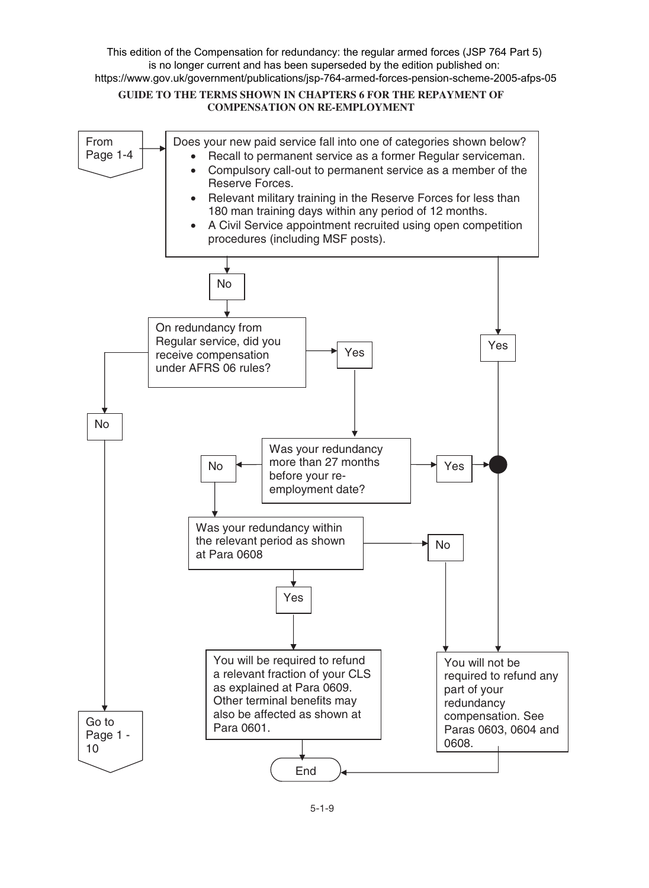This edition of the Compensation for redundancy: the regular armed forces (JSP 764 Part 5) is no longer current and has been superseded by the edition published on: https://www.gov.uk/government/publications/jsp-764-armed-forces-pension-scheme-2005-afps-05

**GUIDE TO THE TERMS SHOWN IN CHAPTERS 6 FOR THE REPAYMENT OF COMPENSATION ON RE-EMPLOYMENT**

From Page 1-4

Does your new paid service fall into one of categories shown below?

- Recall to permanent service as a former Regular serviceman.
- Compulsory call-out to permanent service as a member of the Reserve Forces.
- Relevant military training in the Reserve Forces for less than 180 man training days within any period of 12 months.
- A Civil Service appointment recruited using open competition procedures (including MSF posts).

- **Yes** → You will not be required to refund any part of your redundancy compensation. See Paras 0603, 0604 and 0608. → End
- **No** → On redundancy from Regular service, did you receive compensation under AFRS 06 rules?
  - **No** → Go to Page 1 - 10
  - **Yes** → Was your redundancy more than 27 months before your re-employment date?
    - **Yes** → You will not be required to refund any part of your redundancy compensation. See Paras 0603, 0604 and 0608. → End
    - **No** → Was your redundancy within the relevant period as shown at Para 0608
      - **No** → You will not be required to refund any part of your redundancy compensation. See Paras 0603, 0604 and 0608. → End
      - **Yes** → You will be required to refund a relevant fraction of your CLS as explained at Para 0609. Other terminal benefits may also be affected as shown at Para 0601. → End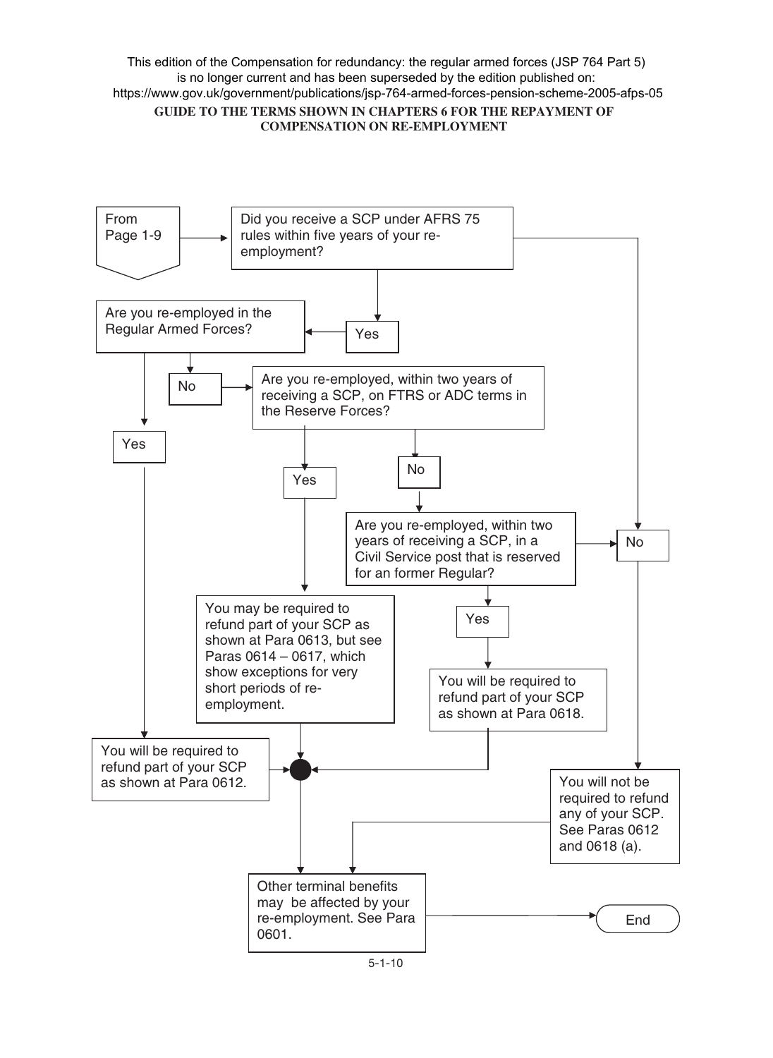This edition of the Compensation for redundancy: the regular armed forces (JSP 764 Part 5) is no longer current and has been superseded by the edition published on: https://www.gov.uk/government/publications/jsp-764-armed-forces-pension-scheme-2005-afps-05

**GUIDE TO THE TERMS SHOWN IN CHAPTERS 6 FOR THE REPAYMENT OF COMPENSATION ON RE-EMPLOYMENT**

From Page 1-9

Did you receive a SCP under AFRS 75 rules within five years of your re-employment?

- **Yes** → Are you re-employed in the Regular Armed Forces?
  - **Yes** → You will be required to refund part of your SCP as shown at Para 0612.
  - **No** → Are you re-employed, within two years of receiving a SCP, on FTRS or ADC terms in the Reserve Forces?
    - **Yes** → You may be required to refund part of your SCP as shown at Para 0613, but see Paras 0614 – 0617, which show exceptions for very short periods of re-employment.
    - **No** → Are you re-employed, within two years of receiving a SCP, in a Civil Service post that is reserved for an former Regular?
      - **Yes** → You will be required to refund part of your SCP as shown at Para 0618.
      - **No** → You will not be required to refund any of your SCP. See Paras 0612 and 0618 (a).
- **No** → You will not be required to refund any of your SCP. See Paras 0612 and 0618 (a).

All outcomes → Other terminal benefits may be affected by your re-employment. See Para 0601. → End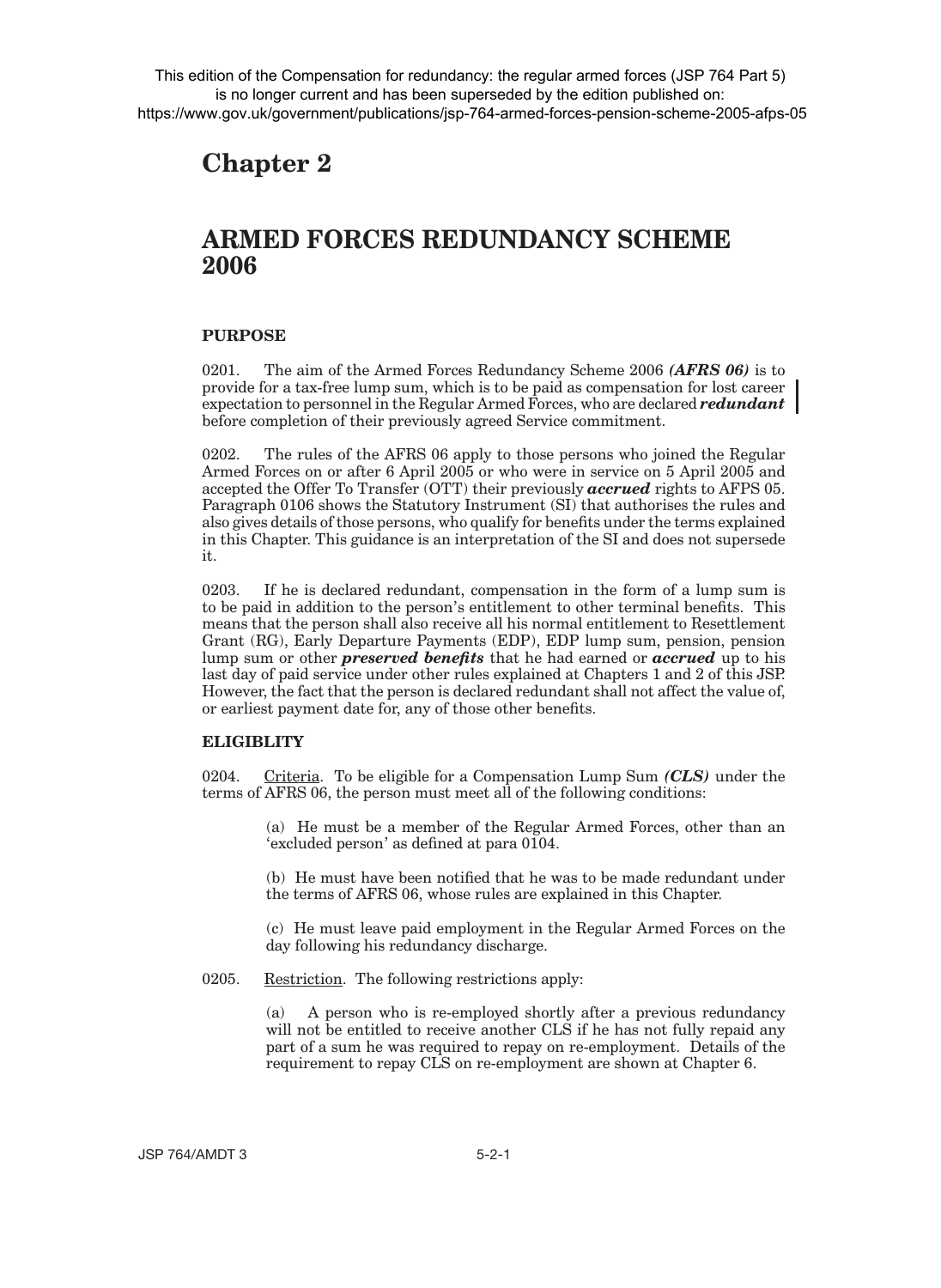This edition of the Compensation for redundancy: the regular armed forces (JSP 764 Part 5) is no longer current and has been superseded by the edition published on: https://www.gov.uk/government/publications/jsp-764-armed-forces-pension-scheme-2005-afps-05

# Chapter 2

# ARMED FORCES REDUNDANCY SCHEME 2006

### PURPOSE

0201. The aim of the Armed Forces Redundancy Scheme 2006 ***(AFRS 06)*** is to provide for a tax-free lump sum, which is to be paid as compensation for lost career expectation to personnel in the Regular Armed Forces, who are declared ***redundant*** before completion of their previously agreed Service commitment.

0202. The rules of the AFRS 06 apply to those persons who joined the Regular Armed Forces on or after 6 April 2005 or who were in service on 5 April 2005 and accepted the Offer To Transfer (OTT) their previously ***accrued*** rights to AFPS 05. Paragraph 0106 shows the Statutory Instrument (SI) that authorises the rules and also gives details of those persons, who qualify for benefits under the terms explained in this Chapter. This guidance is an interpretation of the SI and does not supersede it.

0203. If he is declared redundant, compensation in the form of a lump sum is to be paid in addition to the person's entitlement to other terminal benefits. This means that the person shall also receive all his normal entitlement to Resettlement Grant (RG), Early Departure Payments (EDP), EDP lump sum, pension, pension lump sum or other ***preserved benefits*** that he had earned or ***accrued*** up to his last day of paid service under other rules explained at Chapters 1 and 2 of this JSP. However, the fact that the person is declared redundant shall not affect the value of, or earliest payment date for, any of those other benefits.

### ELIGIBLITY

0204. Criteria. To be eligible for a Compensation Lump Sum ***(CLS)*** under the terms of AFRS 06, the person must meet all of the following conditions:

(a) He must be a member of the Regular Armed Forces, other than an 'excluded person' as defined at para 0104.

(b) He must have been notified that he was to be made redundant under the terms of AFRS 06, whose rules are explained in this Chapter.

(c) He must leave paid employment in the Regular Armed Forces on the day following his redundancy discharge.

0205. Restriction. The following restrictions apply:

(a) A person who is re-employed shortly after a previous redundancy will not be entitled to receive another CLS if he has not fully repaid any part of a sum he was required to repay on re-employment. Details of the requirement to repay CLS on re-employment are shown at Chapter 6.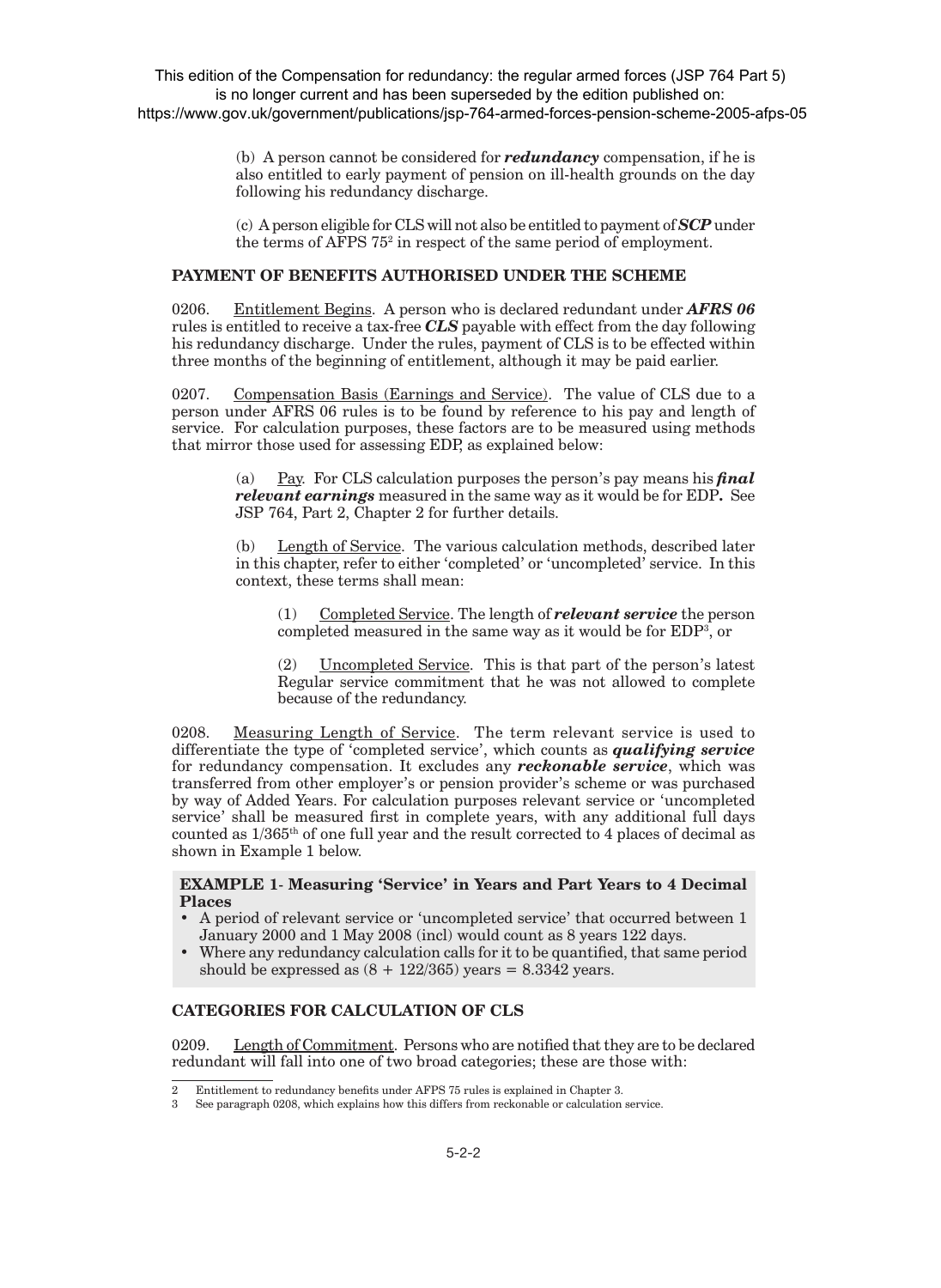This edition of the Compensation for redundancy: the regular armed forces (JSP 764 Part 5) is no longer current and has been superseded by the edition published on: https://www.gov.uk/government/publications/jsp-764-armed-forces-pension-scheme-2005-afps-05

(b) A person cannot be considered for ***redundancy*** compensation, if he is also entitled to early payment of pension on ill-health grounds on the day following his redundancy discharge.

(c) A person eligible for CLS will not also be entitled to payment of ***SCP*** under the terms of AFPS 75[2] in respect of the same period of employment.

## PAYMENT OF BENEFITS AUTHORISED UNDER THE SCHEME

0206. Entitlement Begins. A person who is declared redundant under ***AFRS 06*** rules is entitled to receive a tax-free ***CLS*** payable with effect from the day following his redundancy discharge. Under the rules, payment of CLS is to be effected within three months of the beginning of entitlement, although it may be paid earlier.

0207. Compensation Basis (Earnings and Service). The value of CLS due to a person under AFRS 06 rules is to be found by reference to his pay and length of service. For calculation purposes, these factors are to be measured using methods that mirror those used for assessing EDP, as explained below:

(a) Pay. For CLS calculation purposes the person's pay means his ***final relevant earnings*** measured in the same way as it would be for EDP**.** See JSP 764, Part 2, Chapter 2 for further details.

(b) Length of Service. The various calculation methods, described later in this chapter, refer to either 'completed' or 'uncompleted' service. In this context, these terms shall mean:

(1) Completed Service. The length of ***relevant service*** the person completed measured in the same way as it would be for EDP[3], or

(2) Uncompleted Service. This is that part of the person's latest Regular service commitment that he was not allowed to complete because of the redundancy.

0208. Measuring Length of Service. The term relevant service is used to differentiate the type of 'completed service', which counts as ***qualifying service*** for redundancy compensation. It excludes any ***reckonable service***, which was transferred from other employer's or pension provider's scheme or was purchased by way of Added Years. For calculation purposes relevant service or 'uncompleted service' shall be measured first in complete years, with any additional full days counted as 1/365th of one full year and the result corrected to 4 places of decimal as shown in Example 1 below.

**EXAMPLE 1- Measuring 'Service' in Years and Part Years to 4 Decimal Places**

- A period of relevant service or 'uncompleted service' that occurred between 1 January 2000 and 1 May 2008 (incl) would count as 8 years 122 days.
- Where any redundancy calculation calls for it to be quantified, that same period should be expressed as $(8 + 122/365)$ years = 8.3342 years.

## CATEGORIES FOR CALCULATION OF CLS

0209. Length of Commitment. Persons who are notified that they are to be declared redundant will fall into one of two broad categories; these are those with:

---

2 Entitlement to redundancy benefits under AFPS 75 rules is explained in Chapter 3.

3 See paragraph 0208, which explains how this differs from reckonable or calculation service.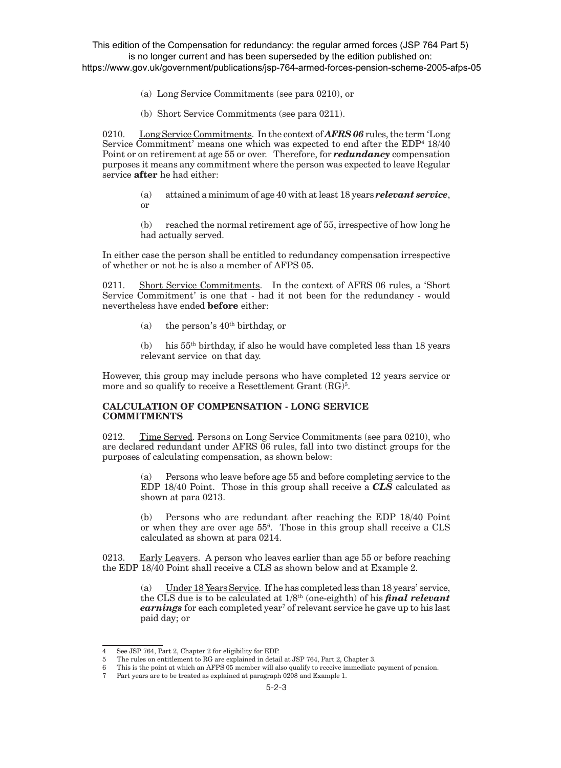This edition of the Compensation for redundancy: the regular armed forces (JSP 764 Part 5) is no longer current and has been superseded by the edition published on: https://www.gov.uk/government/publications/jsp-764-armed-forces-pension-scheme-2005-afps-05

(a) Long Service Commitments (see para 0210), or

(b) Short Service Commitments (see para 0211).

0210. Long Service Commitments. In the context of ***AFRS 06*** rules, the term 'Long Service Commitment' means one which was expected to end after the EDP[4] 18/40 Point or on retirement at age 55 or over. Therefore, for ***redundancy*** compensation purposes it means any commitment where the person was expected to leave Regular service **after** he had either:

(a) attained a minimum of age 40 with at least 18 years ***relevant service***, or

(b) reached the normal retirement age of 55, irrespective of how long he had actually served.

In either case the person shall be entitled to redundancy compensation irrespective of whether or not he is also a member of AFPS 05.

0211. Short Service Commitments. In the context of AFRS 06 rules, a 'Short Service Commitment' is one that - had it not been for the redundancy - would nevertheless have ended **before** either:

(a) the person's 40th birthday, or

(b) his 55th birthday, if also he would have completed less than 18 years relevant service on that day.

However, this group may include persons who have completed 12 years service or more and so qualify to receive a Resettlement Grant (RG)[5].

## CALCULATION OF COMPENSATION - LONG SERVICE COMMITMENTS

0212. Time Served. Persons on Long Service Commitments (see para 0210), who are declared redundant under AFRS 06 rules, fall into two distinct groups for the purposes of calculating compensation, as shown below:

(a) Persons who leave before age 55 and before completing service to the EDP 18/40 Point. Those in this group shall receive a ***CLS*** calculated as shown at para 0213.

(b) Persons who are redundant after reaching the EDP 18/40 Point or when they are over age 55[6]. Those in this group shall receive a CLS calculated as shown at para 0214.

0213. Early Leavers. A person who leaves earlier than age 55 or before reaching the EDP 18/40 Point shall receive a CLS as shown below and at Example 2.

(a) Under 18 Years Service. If he has completed less than 18 years' service, the CLS due is to be calculated at 1/8th (one-eighth) of his ***final relevant earnings*** for each completed year[7] of relevant service he gave up to his last paid day; or

---

4 See JSP 764, Part 2, Chapter 2 for eligibility for EDP.

5 The rules on entitlement to RG are explained in detail at JSP 764, Part 2, Chapter 3.

6 This is the point at which an AFPS 05 member will also qualify to receive immediate payment of pension.

7 Part years are to be treated as explained at paragraph 0208 and Example 1.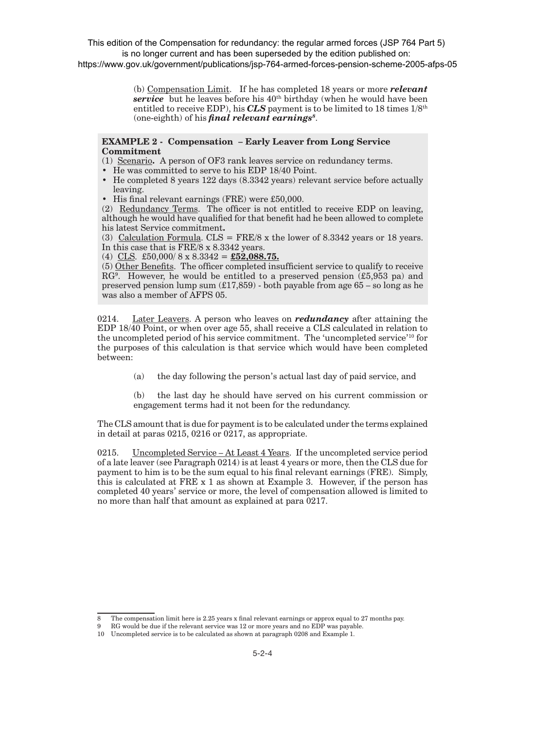This edition of the Compensation for redundancy: the regular armed forces (JSP 764 Part 5) is no longer current and has been superseded by the edition published on: https://www.gov.uk/government/publications/jsp-764-armed-forces-pension-scheme-2005-afps-05

(b) Compensation Limit. If he has completed 18 years or more ***relevant service*** but he leaves before his 40th birthday (when he would have been entitled to receive EDP), his ***CLS*** payment is to be limited to 18 times 1/8th (one-eighth) of his ***final relevant earnings***[8].

**EXAMPLE 2 - Compensation – Early Leaver from Long Service Commitment**

(1) Scenario**.** A person of OF3 rank leaves service on redundancy terms.

- He was committed to serve to his EDP 18/40 Point.
- He completed 8 years 122 days (8.3342 years) relevant service before actually leaving.
- His final relevant earnings (FRE) were £50,000.

(2) Redundancy Terms. The officer is not entitled to receive EDP on leaving, although he would have qualified for that benefit had he been allowed to complete his latest Service commitment**.**

(3) Calculation Formula. CLS = FRE/8 x the lower of 8.3342 years or 18 years. In this case that is FRE/8 x 8.3342 years.

(4) CLS. £50,000/ 8 x 8.3342 = **£52,088.75.**

(5) Other Benefits. The officer completed insufficient service to qualify to receive RG[9]. However, he would be entitled to a preserved pension (£5,953 pa) and preserved pension lump sum (£17,859) - both payable from age 65 – so long as he was also a member of AFPS 05.

0214. Later Leavers. A person who leaves on ***redundancy*** after attaining the EDP 18/40 Point, or when over age 55, shall receive a CLS calculated in relation to the uncompleted period of his service commitment. The 'uncompleted service'[10] for the purposes of this calculation is that service which would have been completed between:

(a) the day following the person's actual last day of paid service, and

(b) the last day he should have served on his current commission or engagement terms had it not been for the redundancy.

The CLS amount that is due for payment is to be calculated under the terms explained in detail at paras 0215, 0216 or 0217, as appropriate.

0215. Uncompleted Service – At Least 4 Years. If the uncompleted service period of a late leaver (see Paragraph 0214) is at least 4 years or more, then the CLS due for payment to him is to be the sum equal to his final relevant earnings (FRE). Simply, this is calculated at FRE x 1 as shown at Example 3. However, if the person has completed 40 years' service or more, the level of compensation allowed is limited to no more than half that amount as explained at para 0217.

---

8 The compensation limit here is 2.25 years x final relevant earnings or approx equal to 27 months pay.

9 RG would be due if the relevant service was 12 or more years and no EDP was payable.

10 Uncompleted service is to be calculated as shown at paragraph 0208 and Example 1.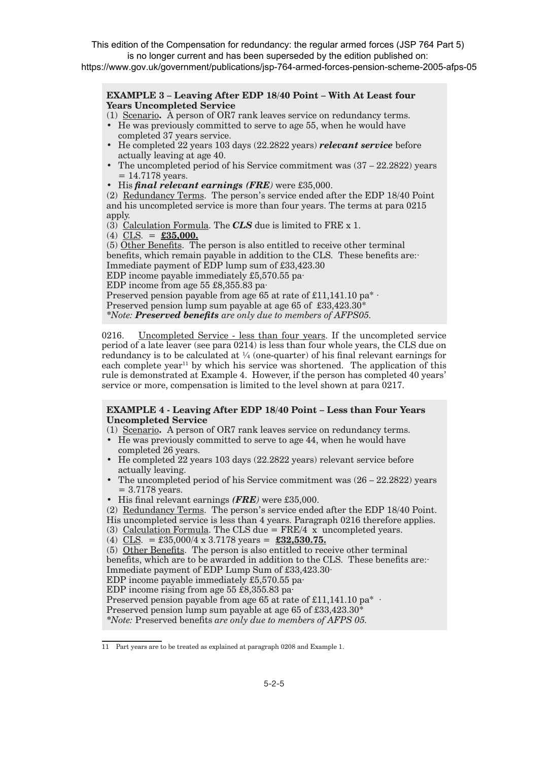This edition of the Compensation for redundancy: the regular armed forces (JSP 764 Part 5) is no longer current and has been superseded by the edition published on: https://www.gov.uk/government/publications/jsp-764-armed-forces-pension-scheme-2005-afps-05

**EXAMPLE 3 – Leaving After EDP 18/40 Point – With At Least four Years Uncompleted Service**

(1) Scenario**.** A person of OR7 rank leaves service on redundancy terms.

- He was previously committed to serve to age 55, when he would have completed 37 years service.
- He completed 22 years 103 days (22.2822 years) ***relevant service*** before actually leaving at age 40.
- The uncompleted period of his Service commitment was (37 – 22.2822) years = 14.7178 years.
- His ***final relevant earnings (FRE)*** were £35,000.

(2) Redundancy Terms. The person's service ended after the EDP 18/40 Point and his uncompleted service is more than four years. The terms at para 0215 apply.

(3) Calculation Formula. The ***CLS*** due is limited to FRE x 1.

(4) CLS. = **£35,000.**

(5) Other Benefits. The person is also entitled to receive other terminal benefits, which remain payable in addition to the CLS. These benefits are:·

Immediate payment of EDP lump sum of £33,423.30

EDP income payable immediately £5,570.55 pa·

EDP income from age 55 £8,355.83 pa·

Preserved pension payable from age 65 at rate of £11,141.10 pa* ·

Preserved pension lump sum payable at age 65 of £33,423.30*

*\*Note: **Preserved benefits** are only due to members of AFPS05.*

0216. Uncompleted Service - less than four years. If the uncompleted service period of a late leaver (see para 0214) is less than four whole years, the CLS due on redundancy is to be calculated at ¼ (one-quarter) of his final relevant earnings for each complete year[11] by which his service was shortened. The application of this rule is demonstrated at Example 4. However, if the person has completed 40 years' service or more, compensation is limited to the level shown at para 0217.

**EXAMPLE 4 - Leaving After EDP 18/40 Point – Less than Four Years Uncompleted Service**

(1) Scenario**.** A person of OR7 rank leaves service on redundancy terms.

- He was previously committed to serve to age 44, when he would have completed 26 years.
- He completed 22 years 103 days (22.2822 years) relevant service before actually leaving.
- The uncompleted period of his Service commitment was (26 – 22.2822) years = 3.7178 years.
- His final relevant earnings ***(FRE)*** were £35,000.

(2) Redundancy Terms. The person's service ended after the EDP 18/40 Point. His uncompleted service is less than 4 years. Paragraph 0216 therefore applies.

(3) Calculation Formula. The CLS due = FRE/4 x uncompleted years.

(4) CLS. = £35,000/4 x 3.7178 years = **£32,530.75.**

(5) Other Benefits. The person is also entitled to receive other terminal benefits, which are to be awarded in addition to the CLS. These benefits are:·

Immediate payment of EDP Lump Sum of £33,423.30·

EDP income payable immediately £5,570.55 pa·

EDP income rising from age 55 £8,355.83 pa·

Preserved pension payable from age 65 at rate of £11,141.10 pa* ·

Preserved pension lump sum payable at age 65 of £33,423.30*

*\*Note:* Preserved benefits *are only due to members of AFPS 05.*

---

11 Part years are to be treated as explained at paragraph 0208 and Example 1.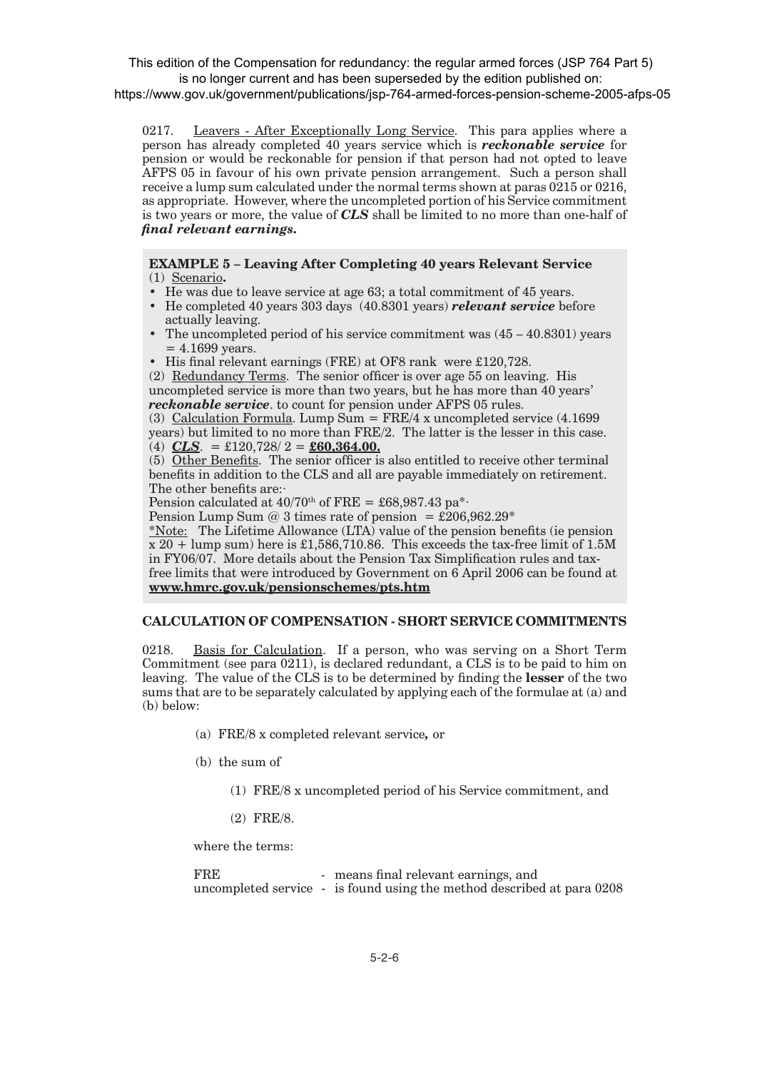0217. Leavers - After Exceptionally Long Service. This para applies where a person has already completed 40 years service which is ***reckonable service*** for pension or would be reckonable for pension if that person had not opted to leave AFPS 05 in favour of his own private pension arrangement. Such a person shall receive a lump sum calculated under the normal terms shown at paras 0215 or 0216, as appropriate. However, where the uncompleted portion of his Service commitment is two years or more, the value of ***CLS*** shall be limited to no more than one-half of ***final relevant earnings.***

**EXAMPLE 5 – Leaving After Completing 40 years Relevant Service**

(1) Scenario**.**

- He was due to leave service at age 63; a total commitment of 45 years.
- He completed 40 years 303 days (40.8301 years) ***relevant service*** before actually leaving.
- The uncompleted period of his service commitment was (45 – 40.8301) years = 4.1699 years.
- His final relevant earnings (FRE) at OF8 rank were £120,728.

(2) Redundancy Terms. The senior officer is over age 55 on leaving. His uncompleted service is more than two years, but he has more than 40 years' ***reckonable service***. to count for pension under AFPS 05 rules.

(3) Calculation Formula. Lump Sum = FRE/4 x uncompleted service (4.1699 years) but limited to no more than FRE/2. The latter is the lesser in this case.

(4) ***CLS***. = £120,728/ 2 = **£60,364.00.**

(5) Other Benefits. The senior officer is also entitled to receive other terminal benefits in addition to the CLS and all are payable immediately on retirement. The other benefits are:·

Pension calculated at 40/70$^{th}$ of FRE = £68,987.43 pa*·

Pension Lump Sum @ 3 times rate of pension = £206,962.29*

*Note: The Lifetime Allowance (LTA) value of the pension benefits (ie pension x 20 + lump sum) here is £1,586,710.86. This exceeds the tax-free limit of 1.5M in FY06/07. More details about the Pension Tax Simplification rules and tax-free limits that were introduced by Government on 6 April 2006 can be found at **www.hmrc.gov.uk/pensionschemes/pts.htm**

## CALCULATION OF COMPENSATION - SHORT SERVICE COMMITMENTS

0218. Basis for Calculation. If a person, who was serving on a Short Term Commitment (see para 0211), is declared redundant, a CLS is to be paid to him on leaving. The value of the CLS is to be determined by finding the **lesser** of the two sums that are to be separately calculated by applying each of the formulae at (a) and (b) below:

(a) FRE/8 x completed relevant service*,* or

(b) the sum of

(1) FRE/8 x uncompleted period of his Service commitment, and

(2) FRE/8.

where the terms:

FRE - means final relevant earnings, and
uncompleted service - is found using the method described at para 0208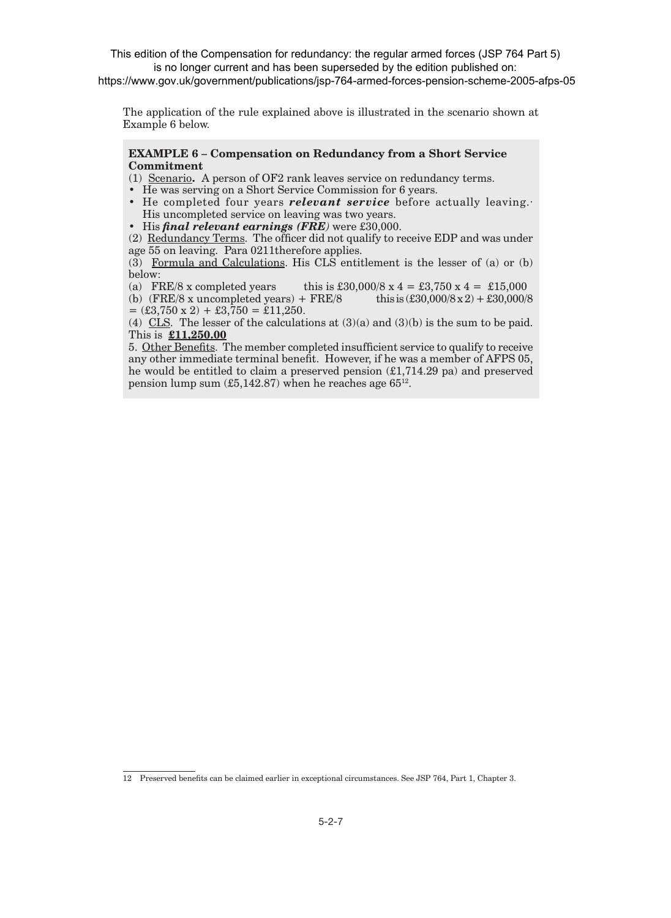The application of the rule explained above is illustrated in the scenario shown at Example 6 below.

**EXAMPLE 6 – Compensation on Redundancy from a Short Service Commitment**

(1) Scenario**.** A person of OF2 rank leaves service on redundancy terms.

- He was serving on a Short Service Commission for 6 years.
- He completed four years ***relevant service*** before actually leaving.· His uncompleted service on leaving was two years.
- His ***final relevant earnings (FRE)*** were £30,000.

(2) Redundancy Terms. The officer did not qualify to receive EDP and was under age 55 on leaving. Para 0211therefore applies.

(3) Formula and Calculations. His CLS entitlement is the lesser of (a) or (b) below:

(a) FRE/8 x completed years this is £30,000/8 x 4 = £3,750 x 4 = £15,000

(b) (FRE/8 x uncompleted years) + FRE/8 this is (£30,000/8 x 2) + £30,000/8 = (£3,750 x 2) + £3,750 = £11,250.

(4) CLS. The lesser of the calculations at (3)(a) and (3)(b) is the sum to be paid. This is **£11,250.00**

5. Other Benefits. The member completed insufficient service to qualify to receive any other immediate terminal benefit. However, if he was a member of AFPS 05, he would be entitled to claim a preserved pension (£1,714.29 pa) and preserved pension lump sum (£5,142.87) when he reaches age 65[12].

---

12 Preserved benefits can be claimed earlier in exceptional circumstances. See JSP 764, Part 1, Chapter 3.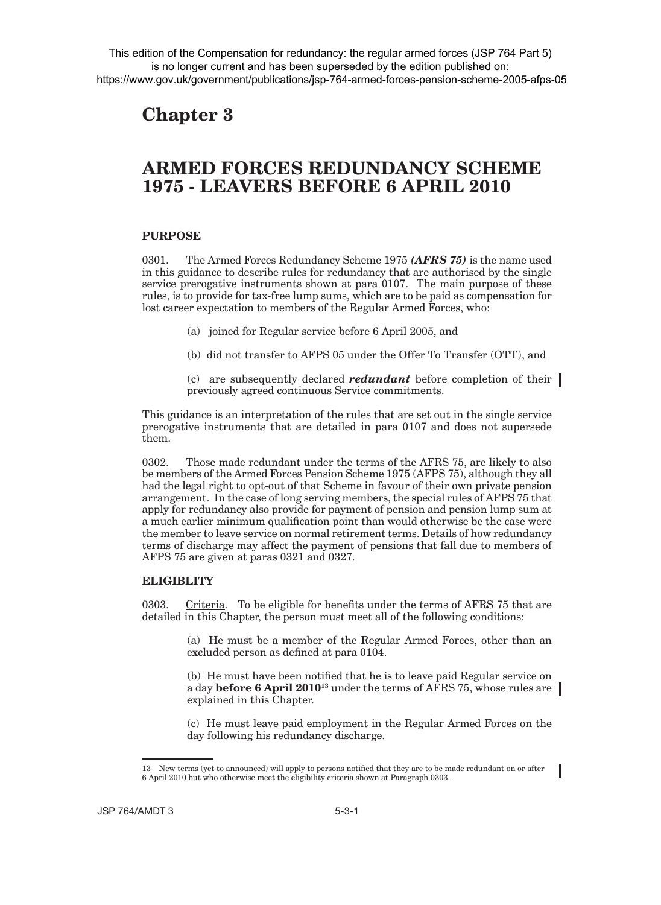This edition of the Compensation for redundancy: the regular armed forces (JSP 764 Part 5) is no longer current and has been superseded by the edition published on: https://www.gov.uk/government/publications/jsp-764-armed-forces-pension-scheme-2005-afps-05

# Chapter 3

## ARMED FORCES REDUNDANCY SCHEME 1975 - LEAVERS BEFORE 6 APRIL 2010

### PURPOSE

0301. The Armed Forces Redundancy Scheme 1975 ***(AFRS 75)*** is the name used in this guidance to describe rules for redundancy that are authorised by the single service prerogative instruments shown at para 0107. The main purpose of these rules, is to provide for tax-free lump sums, which are to be paid as compensation for lost career expectation to members of the Regular Armed Forces, who:

(a) joined for Regular service before 6 April 2005, and

(b) did not transfer to AFPS 05 under the Offer To Transfer (OTT), and

(c) are subsequently declared ***redundant*** before completion of their previously agreed continuous Service commitments.

This guidance is an interpretation of the rules that are set out in the single service prerogative instruments that are detailed in para 0107 and does not supersede them.

0302. Those made redundant under the terms of the AFRS 75, are likely to also be members of the Armed Forces Pension Scheme 1975 (AFPS 75), although they all had the legal right to opt-out of that Scheme in favour of their own private pension arrangement. In the case of long serving members, the special rules of AFPS 75 that apply for redundancy also provide for payment of pension and pension lump sum at a much earlier minimum qualification point than would otherwise be the case were the member to leave service on normal retirement terms. Details of how redundancy terms of discharge may affect the payment of pensions that fall due to members of AFPS 75 are given at paras 0321 and 0327.

### ELIGIBLITY

0303. Criteria. To be eligible for benefits under the terms of AFRS 75 that are detailed in this Chapter, the person must meet all of the following conditions:

(a) He must be a member of the Regular Armed Forces, other than an excluded person as defined at para 0104.

(b) He must have been notified that he is to leave paid Regular service on a day **before 6 April 2010**[13] under the terms of AFRS 75, whose rules are explained in this Chapter.

(c) He must leave paid employment in the Regular Armed Forces on the day following his redundancy discharge.

13 New terms (yet to announced) will apply to persons notified that they are to be made redundant on or after 6 April 2010 but who otherwise meet the eligibility criteria shown at Paragraph 0303.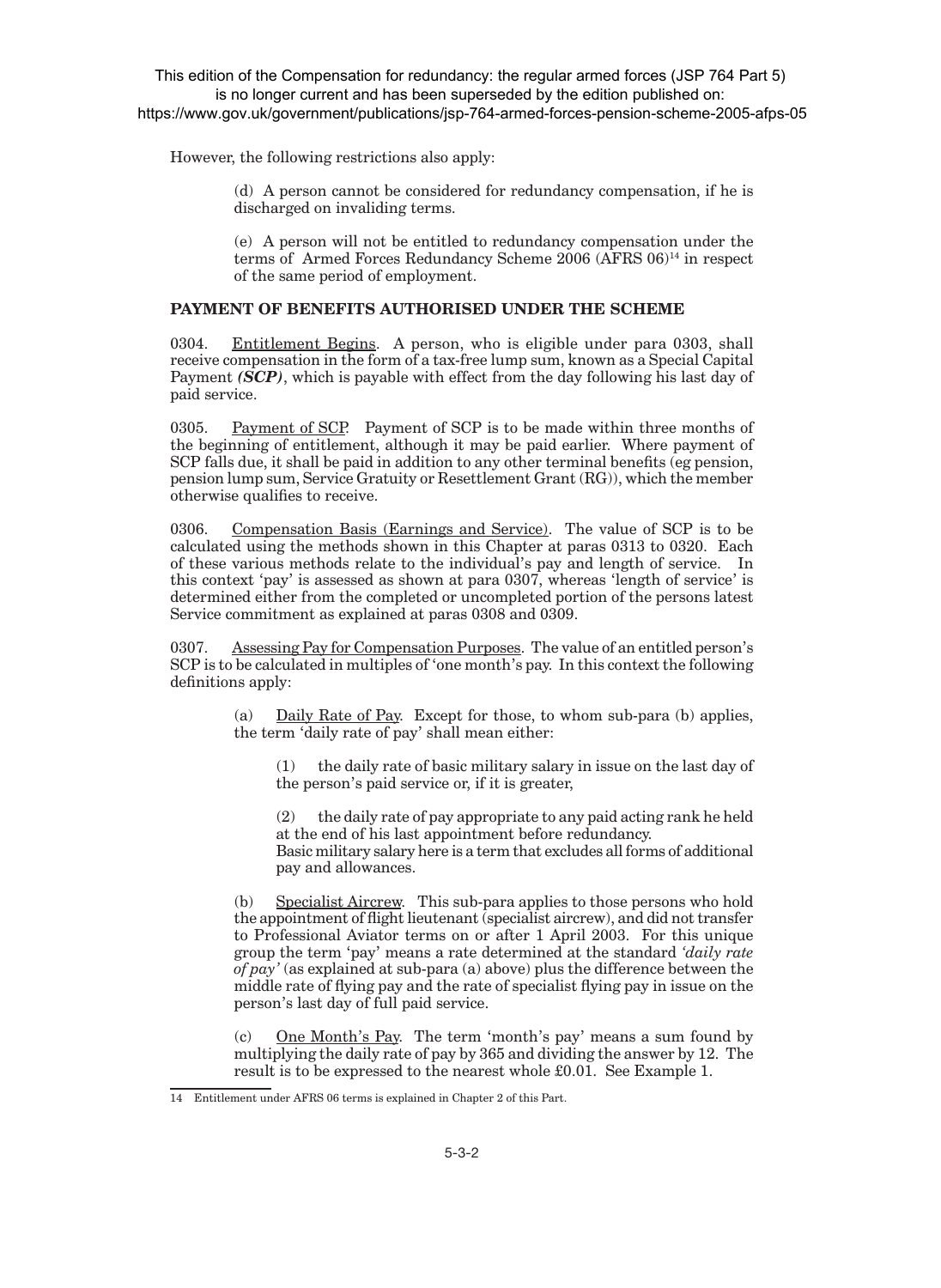This edition of the Compensation for redundancy: the regular armed forces (JSP 764 Part 5) is no longer current and has been superseded by the edition published on: https://www.gov.uk/government/publications/jsp-764-armed-forces-pension-scheme-2005-afps-05

However, the following restrictions also apply:

(d) A person cannot be considered for redundancy compensation, if he is discharged on invaliding terms.

(e) A person will not be entitled to redundancy compensation under the terms of Armed Forces Redundancy Scheme 2006 (AFRS 06)[14] in respect of the same period of employment.

**PAYMENT OF BENEFITS AUTHORISED UNDER THE SCHEME**

0304. Entitlement Begins. A person, who is eligible under para 0303, shall receive compensation in the form of a tax-free lump sum, known as a Special Capital Payment ***(SCP)***, which is payable with effect from the day following his last day of paid service.

0305. Payment of SCP. Payment of SCP is to be made within three months of the beginning of entitlement, although it may be paid earlier. Where payment of SCP falls due, it shall be paid in addition to any other terminal benefits (eg pension, pension lump sum, Service Gratuity or Resettlement Grant (RG)), which the member otherwise qualifies to receive.

0306. Compensation Basis (Earnings and Service). The value of SCP is to be calculated using the methods shown in this Chapter at paras 0313 to 0320. Each of these various methods relate to the individual's pay and length of service. In this context 'pay' is assessed as shown at para 0307, whereas 'length of service' is determined either from the completed or uncompleted portion of the persons latest Service commitment as explained at paras 0308 and 0309.

0307. Assessing Pay for Compensation Purposes. The value of an entitled person's SCP is to be calculated in multiples of 'one month's pay. In this context the following definitions apply:

(a) Daily Rate of Pay. Except for those, to whom sub-para (b) applies, the term 'daily rate of pay' shall mean either:

(1) the daily rate of basic military salary in issue on the last day of the person's paid service or, if it is greater,

(2) the daily rate of pay appropriate to any paid acting rank he held at the end of his last appointment before redundancy.
Basic military salary here is a term that excludes all forms of additional pay and allowances.

(b) Specialist Aircrew. This sub-para applies to those persons who hold the appointment of flight lieutenant (specialist aircrew), and did not transfer to Professional Aviator terms on or after 1 April 2003. For this unique group the term 'pay' means a rate determined at the standard *'daily rate of pay'* (as explained at sub-para (a) above) plus the difference between the middle rate of flying pay and the rate of specialist flying pay in issue on the person's last day of full paid service.

(c) One Month's Pay. The term 'month's pay' means a sum found by multiplying the daily rate of pay by 365 and dividing the answer by 12. The result is to be expressed to the nearest whole £0.01. See Example 1.

[14] Entitlement under AFRS 06 terms is explained in Chapter 2 of this Part.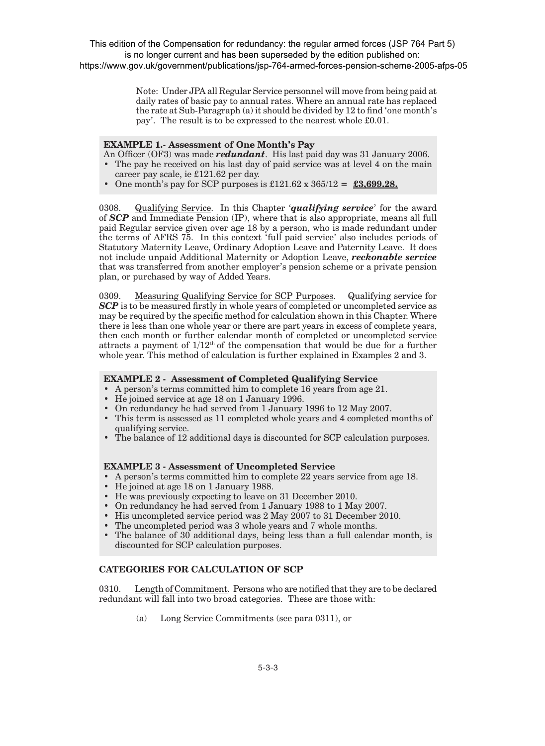This edition of the Compensation for redundancy: the regular armed forces (JSP 764 Part 5) is no longer current and has been superseded by the edition published on: https://www.gov.uk/government/publications/jsp-764-armed-forces-pension-scheme-2005-afps-05

Note: Under JPA all Regular Service personnel will move from being paid at daily rates of basic pay to annual rates. Where an annual rate has replaced the rate at Sub-Paragraph (a) it should be divided by 12 to find 'one month's pay'. The result is to be expressed to the nearest whole £0.01.

**EXAMPLE 1.- Assessment of One Month's Pay**

An Officer (OF3) was made ***redundant***. His last paid day was 31 January 2006.

- The pay he received on his last day of paid service was at level 4 on the main career pay scale, ie £121.62 per day.
- One month's pay for SCP purposes is £121.62 x 365/12 = **£3,699.28.**

0308. Qualifying Service. In this Chapter '***qualifying service***' for the award of ***SCP*** and Immediate Pension (IP), where that is also appropriate, means all full paid Regular service given over age 18 by a person, who is made redundant under the terms of AFRS 75. In this context 'full paid service' also includes periods of Statutory Maternity Leave, Ordinary Adoption Leave and Paternity Leave. It does not include unpaid Additional Maternity or Adoption Leave, ***reckonable service*** that was transferred from another employer's pension scheme or a private pension plan, or purchased by way of Added Years.

0309. Measuring Qualifying Service for SCP Purposes. Qualifying service for ***SCP*** is to be measured firstly in whole years of completed or uncompleted service as may be required by the specific method for calculation shown in this Chapter. Where there is less than one whole year or there are part years in excess of complete years, then each month or further calendar month of completed or uncompleted service attracts a payment of 1/12th of the compensation that would be due for a further whole year. This method of calculation is further explained in Examples 2 and 3.

**EXAMPLE 2 - Assessment of Completed Qualifying Service**

- A person's terms committed him to complete 16 years from age 21.
- He joined service at age 18 on 1 January 1996.
- On redundancy he had served from 1 January 1996 to 12 May 2007.
- This term is assessed as 11 completed whole years and 4 completed months of qualifying service.
- The balance of 12 additional days is discounted for SCP calculation purposes.

**EXAMPLE 3 - Assessment of Uncompleted Service**

- A person's terms committed him to complete 22 years service from age 18.
- He joined at age 18 on 1 January 1988.
- He was previously expecting to leave on 31 December 2010.
- On redundancy he had served from 1 January 1988 to 1 May 2007.
- His uncompleted service period was 2 May 2007 to 31 December 2010.
- The uncompleted period was 3 whole years and 7 whole months.
- The balance of 30 additional days, being less than a full calendar month, is discounted for SCP calculation purposes.

**CATEGORIES FOR CALCULATION OF SCP**

0310. Length of Commitment. Persons who are notified that they are to be declared redundant will fall into two broad categories. These are those with:

(a) Long Service Commitments (see para 0311), or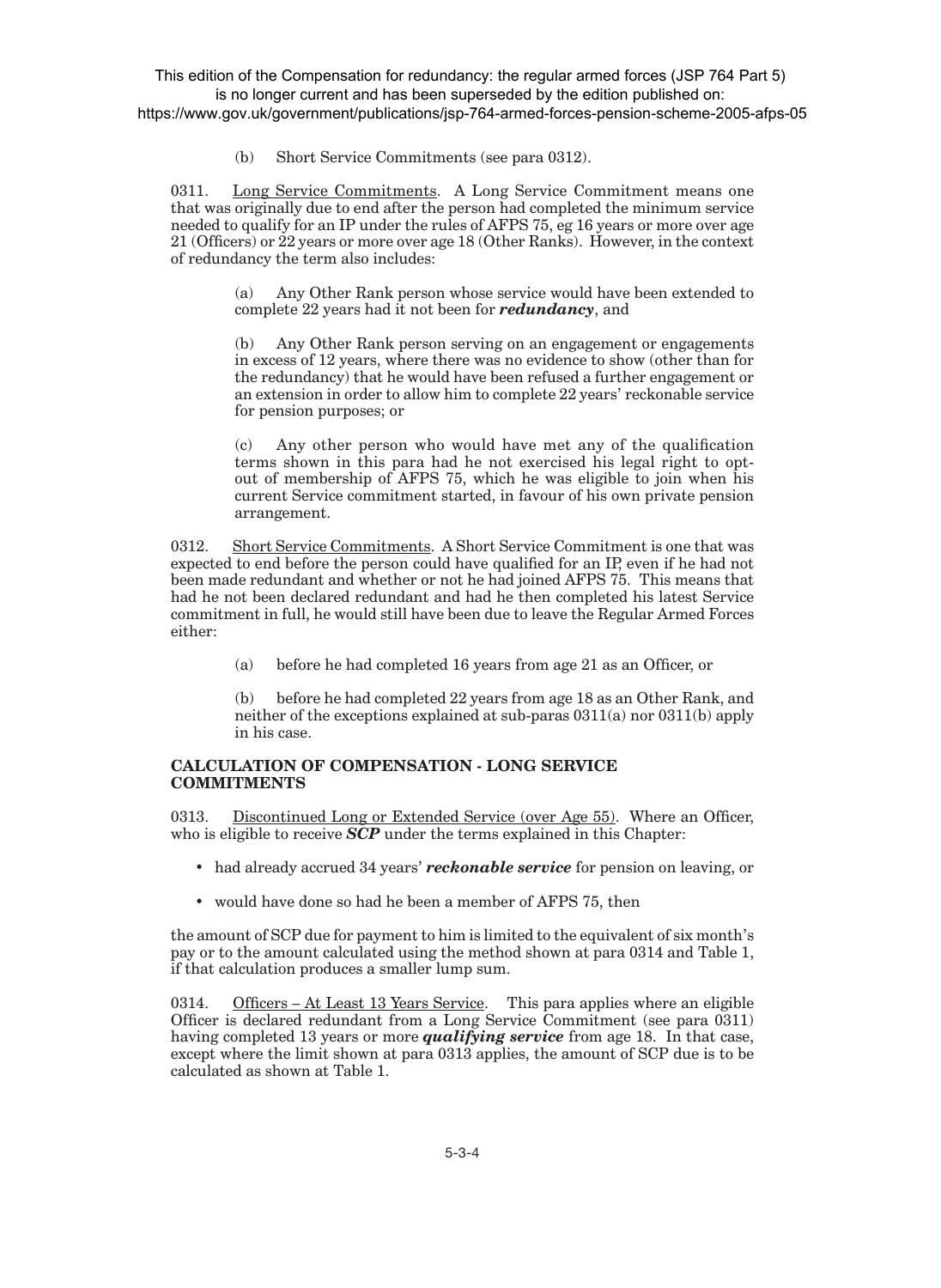(b) Short Service Commitments (see para 0312).

0311. Long Service Commitments. A Long Service Commitment means one that was originally due to end after the person had completed the minimum service needed to qualify for an IP under the rules of AFPS 75, eg 16 years or more over age 21 (Officers) or 22 years or more over age 18 (Other Ranks). However, in the context of redundancy the term also includes:

> (a) Any Other Rank person whose service would have been extended to complete 22 years had it not been for ***redundancy***, and
>
> (b) Any Other Rank person serving on an engagement or engagements in excess of 12 years, where there was no evidence to show (other than for the redundancy) that he would have been refused a further engagement or an extension in order to allow him to complete 22 years' reckonable service for pension purposes; or
>
> (c) Any other person who would have met any of the qualification terms shown in this para had he not exercised his legal right to opt-out of membership of AFPS 75, which he was eligible to join when his current Service commitment started, in favour of his own private pension arrangement.

0312. Short Service Commitments. A Short Service Commitment is one that was expected to end before the person could have qualified for an IP, even if he had not been made redundant and whether or not he had joined AFPS 75. This means that had he not been declared redundant and had he then completed his latest Service commitment in full, he would still have been due to leave the Regular Armed Forces either:

> (a) before he had completed 16 years from age 21 as an Officer, or
>
> (b) before he had completed 22 years from age 18 as an Other Rank, and neither of the exceptions explained at sub-paras 0311(a) nor 0311(b) apply in his case.

## CALCULATION OF COMPENSATION - LONG SERVICE COMMITMENTS

0313. Discontinued Long or Extended Service (over Age 55). Where an Officer, who is eligible to receive ***SCP*** under the terms explained in this Chapter:

- had already accrued 34 years' ***reckonable service*** for pension on leaving, or
- would have done so had he been a member of AFPS 75, then

the amount of SCP due for payment to him is limited to the equivalent of six month's pay or to the amount calculated using the method shown at para 0314 and Table 1, if that calculation produces a smaller lump sum.

0314. Officers – At Least 13 Years Service. This para applies where an eligible Officer is declared redundant from a Long Service Commitment (see para 0311) having completed 13 years or more ***qualifying service*** from age 18. In that case, except where the limit shown at para 0313 applies, the amount of SCP due is to be calculated as shown at Table 1.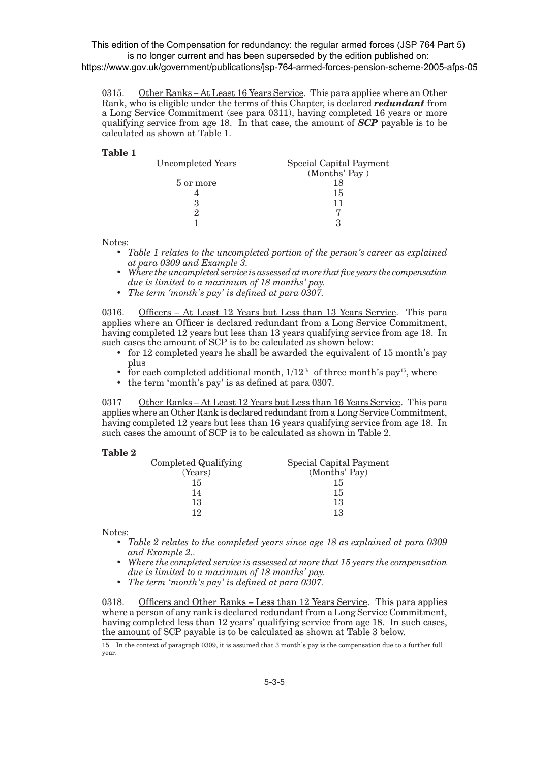This edition of the Compensation for redundancy: the regular armed forces (JSP 764 Part 5) is no longer current and has been superseded by the edition published on: https://www.gov.uk/government/publications/jsp-764-armed-forces-pension-scheme-2005-afps-05

0315. Other Ranks – At Least 16 Years Service. This para applies where an Other Rank, who is eligible under the terms of this Chapter, is declared ***redundant*** from a Long Service Commitment (see para 0311), having completed 16 years or more qualifying service from age 18. In that case, the amount of ***SCP*** payable is to be calculated as shown at Table 1.

**Table 1**

| Uncompleted Years | Special Capital Payment (Months' Pay ) |
|---|---|
| 5 or more | 18 |
| 4 | 15 |
| 3 | 11 |
| 2 | 7 |
| 1 | 3 |

Notes:

- *Table 1 relates to the uncompleted portion of the person's career as explained at para 0309 and Example 3.*
- *Where the uncompleted service is assessed at more that five years the compensation due is limited to a maximum of 18 months' pay.*
- *The term 'month's pay' is defined at para 0307.*

0316. Officers – At Least 12 Years but Less than 13 Years Service. This para applies where an Officer is declared redundant from a Long Service Commitment, having completed 12 years but less than 13 years qualifying service from age 18. In such cases the amount of SCP is to be calculated as shown below:

- for 12 completed years he shall be awarded the equivalent of 15 month's pay plus
- for each completed additional month, $1/12^{th}$ of three month's pay[15], where
- the term 'month's pay' is as defined at para 0307.

0317 Other Ranks – At Least 12 Years but Less than 16 Years Service. This para applies where an Other Rank is declared redundant from a Long Service Commitment, having completed 12 years but less than 16 years qualifying service from age 18. In such cases the amount of SCP is to be calculated as shown in Table 2.

**Table 2**

| Completed Qualifying (Years) | Special Capital Payment (Months' Pay) |
|---|---|
| 15 | 15 |
| 14 | 15 |
| 13 | 13 |
| 12 | 13 |

Notes:

- *Table 2 relates to the completed years since age 18 as explained at para 0309 and Example 2..*
- *Where the completed service is assessed at more that 15 years the compensation due is limited to a maximum of 18 months' pay.*
- *The term 'month's pay' is defined at para 0307.*

0318. Officers and Other Ranks – Less than 12 Years Service. This para applies where a person of any rank is declared redundant from a Long Service Commitment, having completed less than 12 years' qualifying service from age 18. In such cases, the amount of SCP payable is to be calculated as shown at Table 3 below.

15 In the context of paragraph 0309, it is assumed that 3 month's pay is the compensation due to a further full year.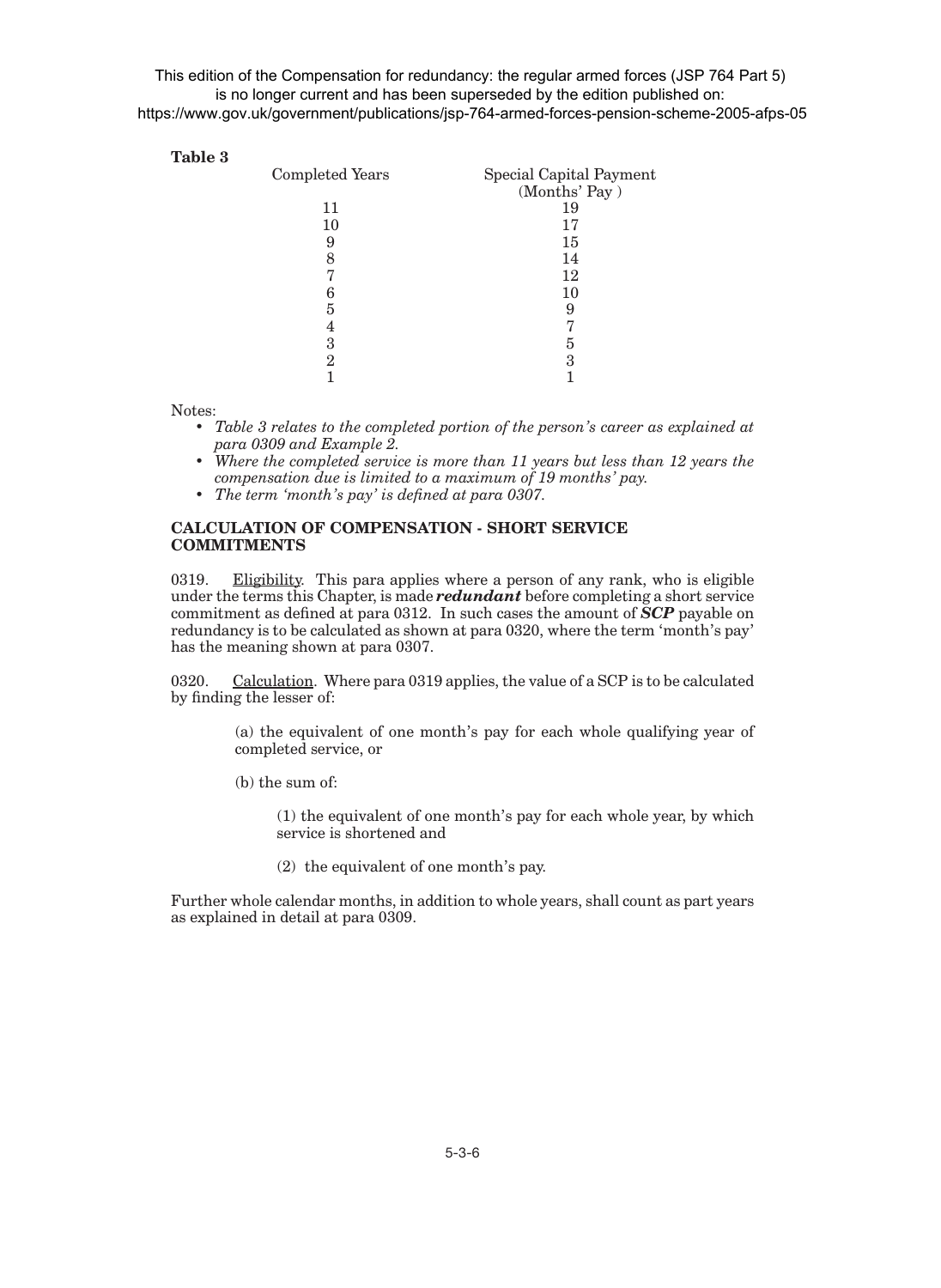This edition of the Compensation for redundancy: the regular armed forces (JSP 764 Part 5) is no longer current and has been superseded by the edition published on: https://www.gov.uk/government/publications/jsp-764-armed-forces-pension-scheme-2005-afps-05

**Table 3**

| Completed Years | Special Capital Payment (Months' Pay ) |
|---|---|
| 11 | 19 |
| 10 | 17 |
| 9 | 15 |
| 8 | 14 |
| 7 | 12 |
| 6 | 10 |
| 5 | 9 |
| 4 | 7 |
| 3 | 5 |
| 2 | 3 |
| 1 | 1 |

Notes:

- *Table 3 relates to the completed portion of the person's career as explained at para 0309 and Example 2.*
- *Where the completed service is more than 11 years but less than 12 years the compensation due is limited to a maximum of 19 months' pay.*
- *The term 'month's pay' is defined at para 0307.*

## CALCULATION OF COMPENSATION - SHORT SERVICE COMMITMENTS

0319. Eligibility. This para applies where a person of any rank, who is eligible under the terms this Chapter, is made ***redundant*** before completing a short service commitment as defined at para 0312. In such cases the amount of ***SCP*** payable on redundancy is to be calculated as shown at para 0320, where the term 'month's pay' has the meaning shown at para 0307.

0320. Calculation. Where para 0319 applies, the value of a SCP is to be calculated by finding the lesser of:

(a) the equivalent of one month's pay for each whole qualifying year of completed service, or

(b) the sum of:

(1) the equivalent of one month's pay for each whole year, by which service is shortened and

(2) the equivalent of one month's pay.

Further whole calendar months, in addition to whole years, shall count as part years as explained in detail at para 0309.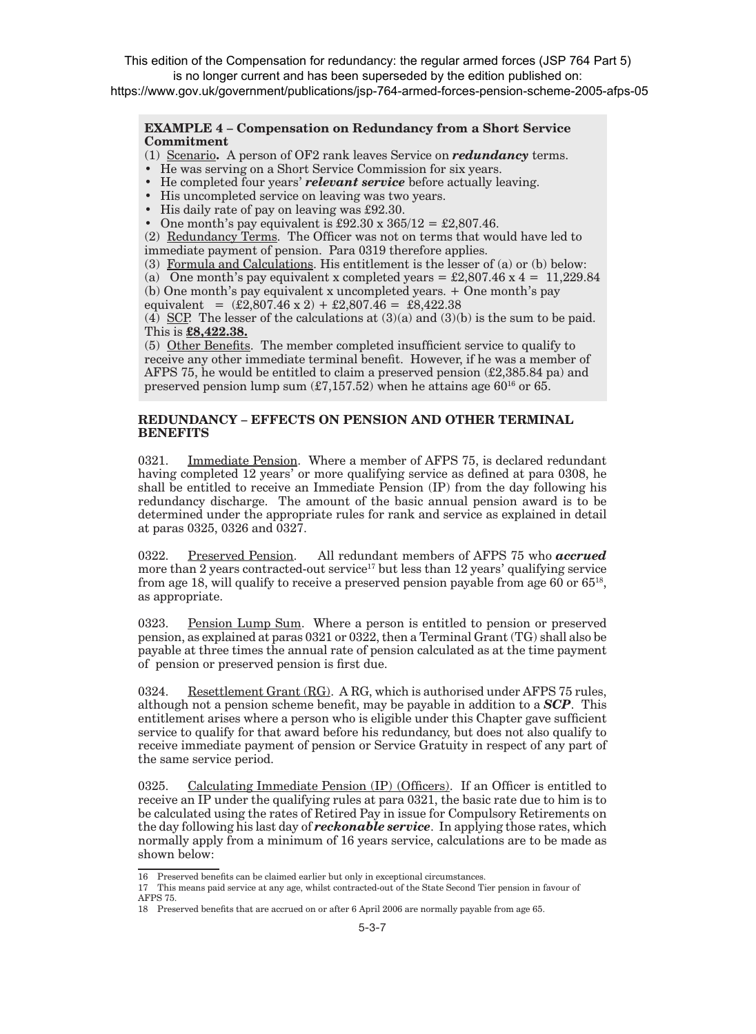This edition of the Compensation for redundancy: the regular armed forces (JSP 764 Part 5) is no longer current and has been superseded by the edition published on: https://www.gov.uk/government/publications/jsp-764-armed-forces-pension-scheme-2005-afps-05

**EXAMPLE 4 – Compensation on Redundancy from a Short Service Commitment**

(1) Scenario**.** A person of OF2 rank leaves Service on ***redundancy*** terms.

- He was serving on a Short Service Commission for six years.
- He completed four years' ***relevant service*** before actually leaving.
- His uncompleted service on leaving was two years.
- His daily rate of pay on leaving was £92.30.
- One month's pay equivalent is £92.30 x 365/12 = £2,807.46.

(2) Redundancy Terms. The Officer was not on terms that would have led to immediate payment of pension. Para 0319 therefore applies.

(3) Formula and Calculations. His entitlement is the lesser of (a) or (b) below:

(a) One month's pay equivalent x completed years = £2,807.46 x 4 = 11,229.84

(b) One month's pay equivalent x uncompleted years. + One month's pay equivalent = (£2,807.46 x 2) + £2,807.46 = £8,422.38

(4) SCP. The lesser of the calculations at (3)(a) and (3)(b) is the sum to be paid. This is **£8,422.38.**

(5) Other Benefits. The member completed insufficient service to qualify to receive any other immediate terminal benefit. However, if he was a member of AFPS 75, he would be entitled to claim a preserved pension (£2,385.84 pa) and preserved pension lump sum (£7,157.52) when he attains age 60[16] or 65.

## REDUNDANCY – EFFECTS ON PENSION AND OTHER TERMINAL BENEFITS

0321. Immediate Pension. Where a member of AFPS 75, is declared redundant having completed 12 years' or more qualifying service as defined at para 0308, he shall be entitled to receive an Immediate Pension (IP) from the day following his redundancy discharge. The amount of the basic annual pension award is to be determined under the appropriate rules for rank and service as explained in detail at paras 0325, 0326 and 0327.

0322. Preserved Pension. All redundant members of AFPS 75 who ***accrued*** more than 2 years contracted-out service[17] but less than 12 years' qualifying service from age 18, will qualify to receive a preserved pension payable from age 60 or 65[18], as appropriate.

0323. Pension Lump Sum. Where a person is entitled to pension or preserved pension, as explained at paras 0321 or 0322, then a Terminal Grant (TG) shall also be payable at three times the annual rate of pension calculated as at the time payment of pension or preserved pension is first due.

0324. Resettlement Grant (RG). A RG, which is authorised under AFPS 75 rules, although not a pension scheme benefit, may be payable in addition to a ***SCP***. This entitlement arises where a person who is eligible under this Chapter gave sufficient service to qualify for that award before his redundancy, but does not also qualify to receive immediate payment of pension or Service Gratuity in respect of any part of the same service period.

0325. Calculating Immediate Pension (IP) (Officers). If an Officer is entitled to receive an IP under the qualifying rules at para 0321, the basic rate due to him is to be calculated using the rates of Retired Pay in issue for Compulsory Retirements on the day following his last day of ***reckonable service***. In applying those rates, which normally apply from a minimum of 16 years service, calculations are to be made as shown below:

---

16 Preserved benefits can be claimed earlier but only in exceptional circumstances.

17 This means paid service at any age, whilst contracted-out of the State Second Tier pension in favour of AFPS 75.

18 Preserved benefits that are accrued on or after 6 April 2006 are normally payable from age 65.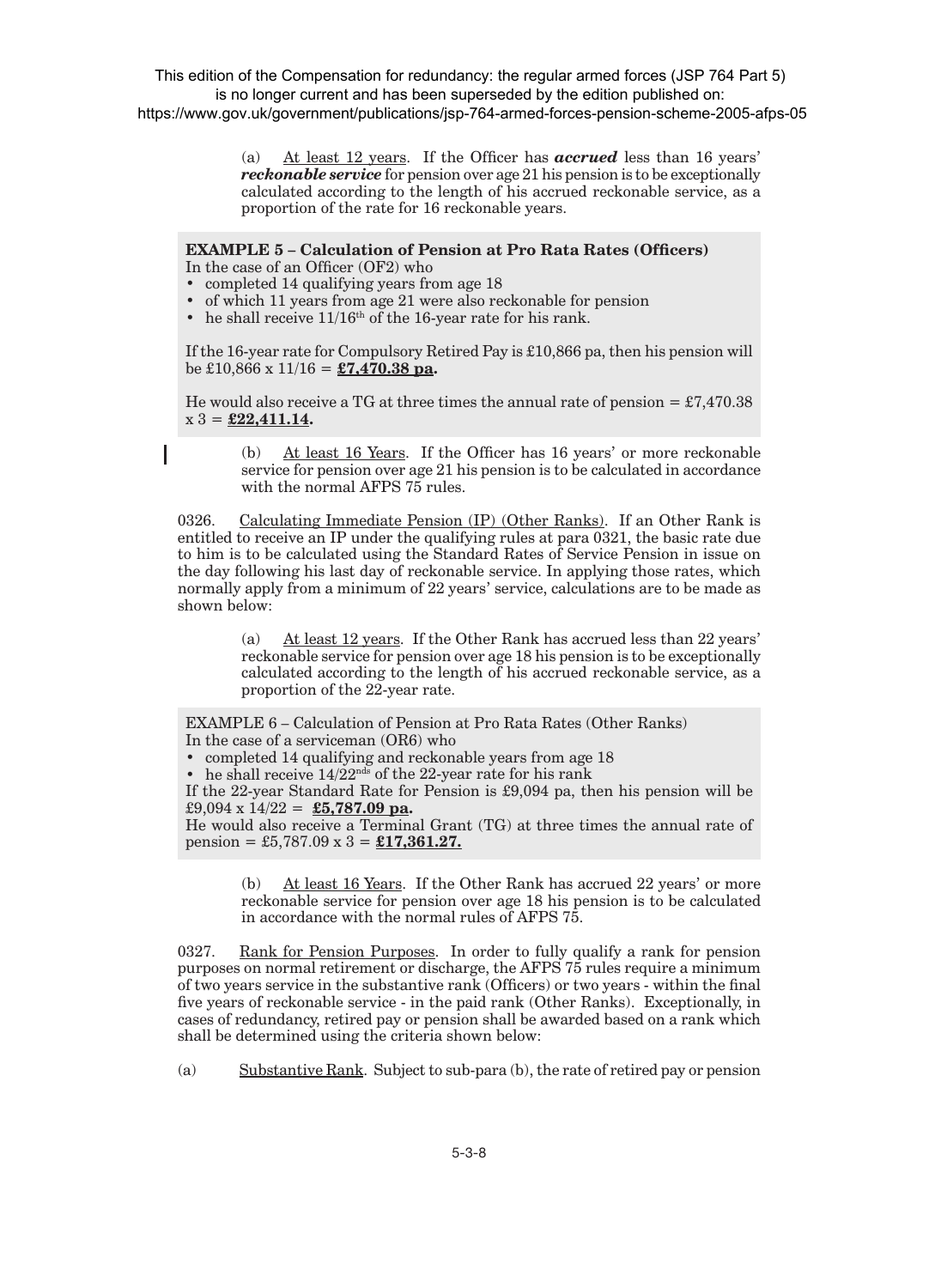This edition of the Compensation for redundancy: the regular armed forces (JSP 764 Part 5) is no longer current and has been superseded by the edition published on: https://www.gov.uk/government/publications/jsp-764-armed-forces-pension-scheme-2005-afps-05

(a) At least 12 years. If the Officer has ***accrued*** less than 16 years' ***reckonable service*** for pension over age 21 his pension is to be exceptionally calculated according to the length of his accrued reckonable service, as a proportion of the rate for 16 reckonable years.

**EXAMPLE 5 – Calculation of Pension at Pro Rata Rates (Officers)**

In the case of an Officer (OF2) who

- completed 14 qualifying years from age 18
- of which 11 years from age 21 were also reckonable for pension
- he shall receive 11/16th of the 16-year rate for his rank.

If the 16-year rate for Compulsory Retired Pay is £10,866 pa, then his pension will be £10,866 x 11/16 = **£7,470.38 pa.**

He would also receive a TG at three times the annual rate of pension = £7,470.38 x 3 = **£22,411.14.**

(b) At least 16 Years. If the Officer has 16 years' or more reckonable service for pension over age 21 his pension is to be calculated in accordance with the normal AFPS 75 rules.

0326. Calculating Immediate Pension (IP) (Other Ranks). If an Other Rank is entitled to receive an IP under the qualifying rules at para 0321, the basic rate due to him is to be calculated using the Standard Rates of Service Pension in issue on the day following his last day of reckonable service. In applying those rates, which normally apply from a minimum of 22 years' service, calculations are to be made as shown below:

(a) At least 12 years. If the Other Rank has accrued less than 22 years' reckonable service for pension over age 18 his pension is to be exceptionally calculated according to the length of his accrued reckonable service, as a proportion of the 22-year rate.

EXAMPLE 6 – Calculation of Pension at Pro Rata Rates (Other Ranks)

In the case of a serviceman (OR6) who

- completed 14 qualifying and reckonable years from age 18
- he shall receive 14/22nds of the 22-year rate for his rank

If the 22-year Standard Rate for Pension is £9,094 pa, then his pension will be £9,094 x 14/22 = **£5,787.09 pa.**

He would also receive a Terminal Grant (TG) at three times the annual rate of pension = £5,787.09 x 3 = **£17,361.27.**

(b) At least 16 Years. If the Other Rank has accrued 22 years' or more reckonable service for pension over age 18 his pension is to be calculated in accordance with the normal rules of AFPS 75.

0327. Rank for Pension Purposes. In order to fully qualify a rank for pension purposes on normal retirement or discharge, the AFPS 75 rules require a minimum of two years service in the substantive rank (Officers) or two years - within the final five years of reckonable service - in the paid rank (Other Ranks). Exceptionally, in cases of redundancy, retired pay or pension shall be awarded based on a rank which shall be determined using the criteria shown below:

(a) Substantive Rank. Subject to sub-para (b), the rate of retired pay or pension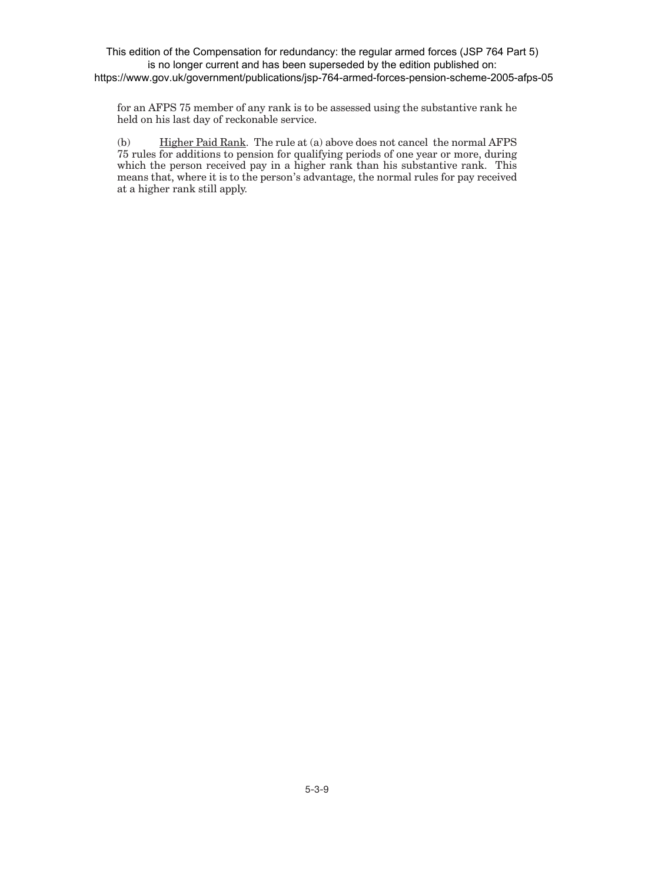for an AFPS 75 member of any rank is to be assessed using the substantive rank he held on his last day of reckonable service.

(b) Higher Paid Rank. The rule at (a) above does not cancel the normal AFPS 75 rules for additions to pension for qualifying periods of one year or more, during which the person received pay in a higher rank than his substantive rank. This means that, where it is to the person's advantage, the normal rules for pay received at a higher rank still apply.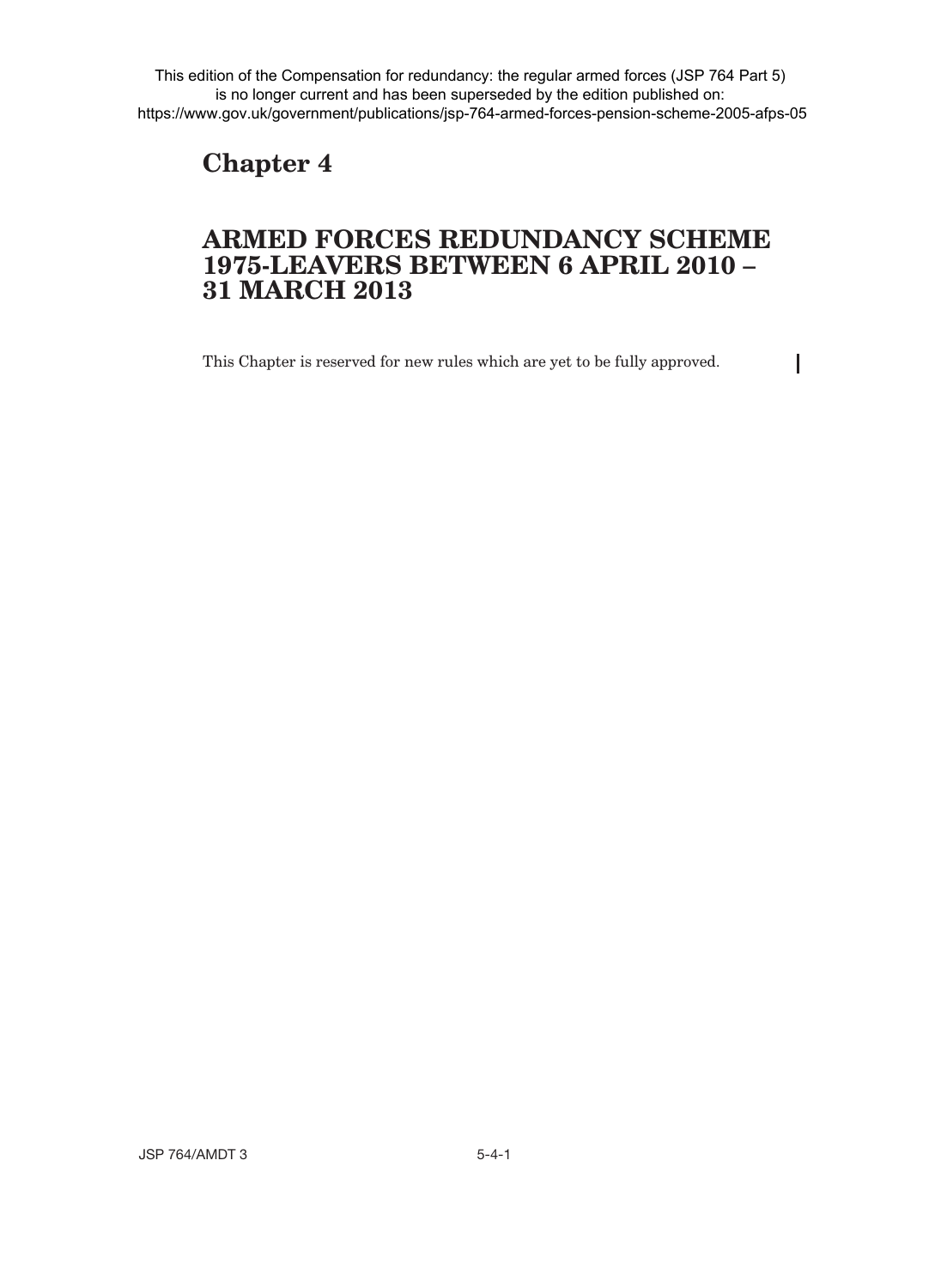This edition of the Compensation for redundancy: the regular armed forces (JSP 764 Part 5) is no longer current and has been superseded by the edition published on: https://www.gov.uk/government/publications/jsp-764-armed-forces-pension-scheme-2005-afps-05

# Chapter 4

## ARMED FORCES REDUNDANCY SCHEME 1975-LEAVERS BETWEEN 6 APRIL 2010 – 31 MARCH 2013

This Chapter is reserved for new rules which are yet to be fully approved.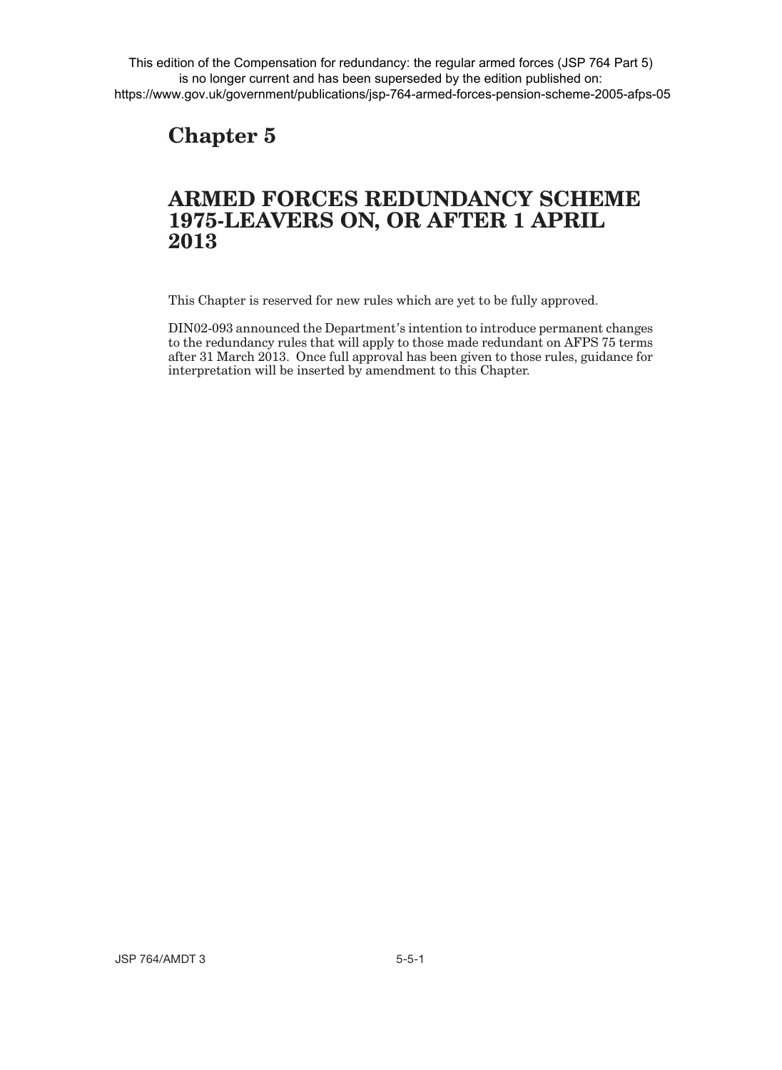This edition of the Compensation for redundancy: the regular armed forces (JSP 764 Part 5) is no longer current and has been superseded by the edition published on: https://www.gov.uk/government/publications/jsp-764-armed-forces-pension-scheme-2005-afps-05

# Chapter 5

## ARMED FORCES REDUNDANCY SCHEME 1975-LEAVERS ON, OR AFTER 1 APRIL 2013

This Chapter is reserved for new rules which are yet to be fully approved.

DIN02-093 announced the Department's intention to introduce permanent changes to the redundancy rules that will apply to those made redundant on AFPS 75 terms after 31 March 2013. Once full approval has been given to those rules, guidance for interpretation will be inserted by amendment to this Chapter.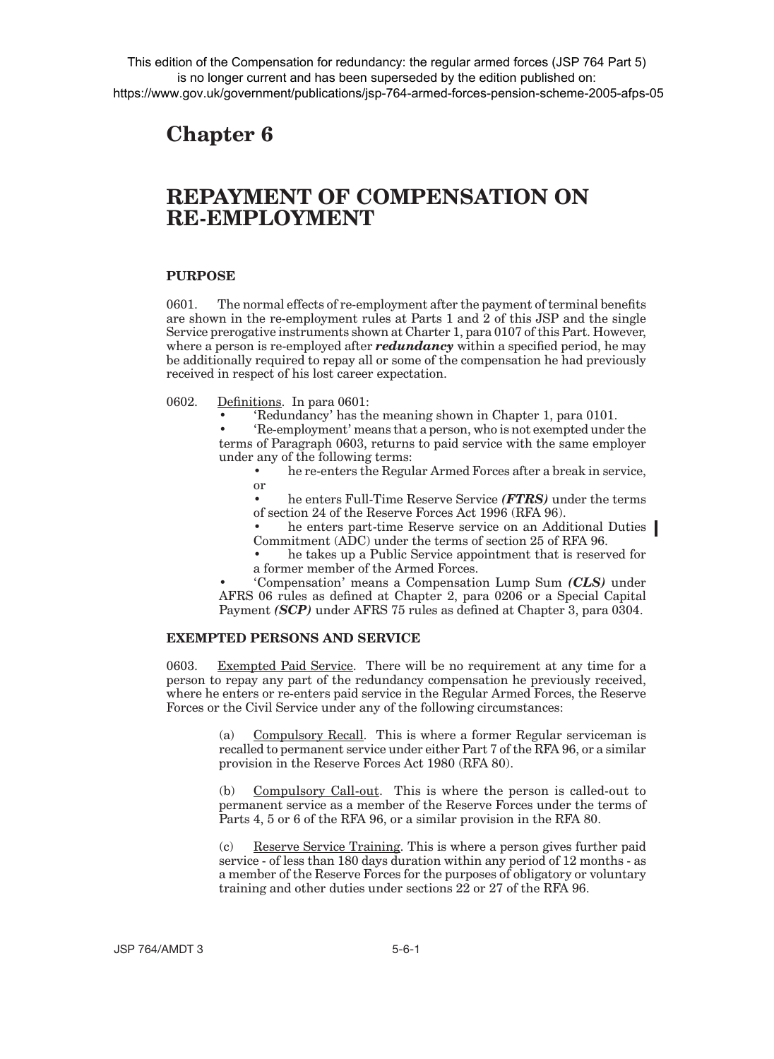This edition of the Compensation for redundancy: the regular armed forces (JSP 764 Part 5) is no longer current and has been superseded by the edition published on: https://www.gov.uk/government/publications/jsp-764-armed-forces-pension-scheme-2005-afps-05

# Chapter 6

## REPAYMENT OF COMPENSATION ON RE-EMPLOYMENT

### PURPOSE

0601. The normal effects of re-employment after the payment of terminal benefits are shown in the re-employment rules at Parts 1 and 2 of this JSP and the single Service prerogative instruments shown at Charter 1, para 0107 of this Part. However, where a person is re-employed after ***redundancy*** within a specified period, he may be additionally required to repay all or some of the compensation he had previously received in respect of his lost career expectation.

0602. Definitions. In para 0601:

- 'Redundancy' has the meaning shown in Chapter 1, para 0101.
- 'Re-employment' means that a person, who is not exempted under the terms of Paragraph 0603, returns to paid service with the same employer under any of the following terms:
  - he re-enters the Regular Armed Forces after a break in service, or
  - he enters Full-Time Reserve Service ***(FTRS)*** under the terms of section 24 of the Reserve Forces Act 1996 (RFA 96).
  - he enters part-time Reserve service on an Additional Duties Commitment (ADC) under the terms of section 25 of RFA 96.
  - he takes up a Public Service appointment that is reserved for a former member of the Armed Forces.
- 'Compensation' means a Compensation Lump Sum ***(CLS)*** under AFRS 06 rules as defined at Chapter 2, para 0206 or a Special Capital Payment ***(SCP)*** under AFRS 75 rules as defined at Chapter 3, para 0304.

### EXEMPTED PERSONS AND SERVICE

0603. Exempted Paid Service. There will be no requirement at any time for a person to repay any part of the redundancy compensation he previously received, where he enters or re-enters paid service in the Regular Armed Forces, the Reserve Forces or the Civil Service under any of the following circumstances:

(a) Compulsory Recall. This is where a former Regular serviceman is recalled to permanent service under either Part 7 of the RFA 96, or a similar provision in the Reserve Forces Act 1980 (RFA 80).

(b) Compulsory Call-out. This is where the person is called-out to permanent service as a member of the Reserve Forces under the terms of Parts 4, 5 or 6 of the RFA 96, or a similar provision in the RFA 80.

(c) Reserve Service Training. This is where a person gives further paid service - of less than 180 days duration within any period of 12 months - as a member of the Reserve Forces for the purposes of obligatory or voluntary training and other duties under sections 22 or 27 of the RFA 96.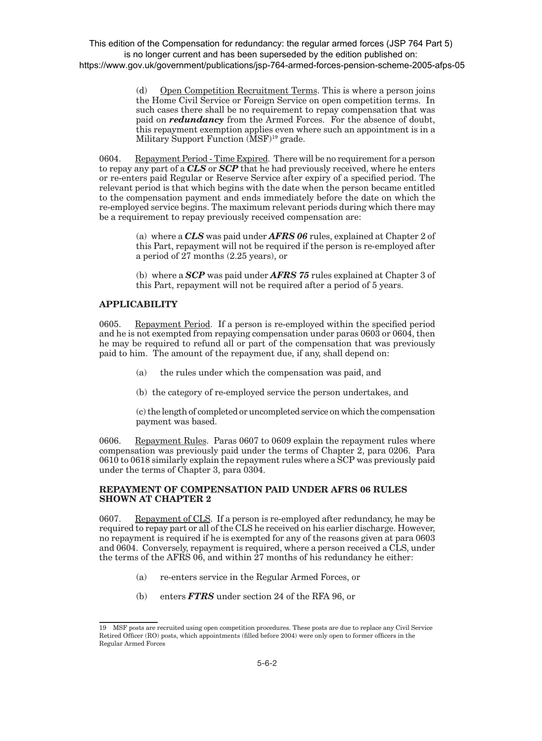(d) Open Competition Recruitment Terms. This is where a person joins the Home Civil Service or Foreign Service on open competition terms. In such cases there shall be no requirement to repay compensation that was paid on ***redundancy*** from the Armed Forces. For the absence of doubt, this repayment exemption applies even where such an appointment is in a Military Support Function (MSF)[19] grade.

0604. Repayment Period - Time Expired. There will be no requirement for a person to repay any part of a ***CLS*** or ***SCP*** that he had previously received, where he enters or re-enters paid Regular or Reserve Service after expiry of a specified period. The relevant period is that which begins with the date when the person became entitled to the compensation payment and ends immediately before the date on which the re-employed service begins. The maximum relevant periods during which there may be a requirement to repay previously received compensation are:

(a) where a ***CLS*** was paid under ***AFRS 06*** rules, explained at Chapter 2 of this Part, repayment will not be required if the person is re-employed after a period of 27 months (2.25 years), or

(b) where a ***SCP*** was paid under ***AFRS 75*** rules explained at Chapter 3 of this Part, repayment will not be required after a period of 5 years.

## APPLICABILITY

0605. Repayment Period. If a person is re-employed within the specified period and he is not exempted from repaying compensation under paras 0603 or 0604, then he may be required to refund all or part of the compensation that was previously paid to him. The amount of the repayment due, if any, shall depend on:

(a) the rules under which the compensation was paid, and

(b) the category of re-employed service the person undertakes, and

(c) the length of completed or uncompleted service on which the compensation payment was based.

0606. Repayment Rules. Paras 0607 to 0609 explain the repayment rules where compensation was previously paid under the terms of Chapter 2, para 0206. Para 0610 to 0618 similarly explain the repayment rules where a SCP was previously paid under the terms of Chapter 3, para 0304.

## REPAYMENT OF COMPENSATION PAID UNDER AFRS 06 RULES SHOWN AT CHAPTER 2

0607. Repayment of CLS. If a person is re-employed after redundancy, he may be required to repay part or all of the CLS he received on his earlier discharge. However, no repayment is required if he is exempted for any of the reasons given at para 0603 and 0604. Conversely, repayment is required, where a person received a CLS, under the terms of the AFRS 06, and within 27 months of his redundancy he either:

(a) re-enters service in the Regular Armed Forces, or

(b) enters ***FTRS*** under section 24 of the RFA 96, or

---

[19] MSF posts are recruited using open competition procedures. These posts are due to replace any Civil Service Retired Officer (RO) posts, which appointments (filled before 2004) were only open to former officers in the Regular Armed Forces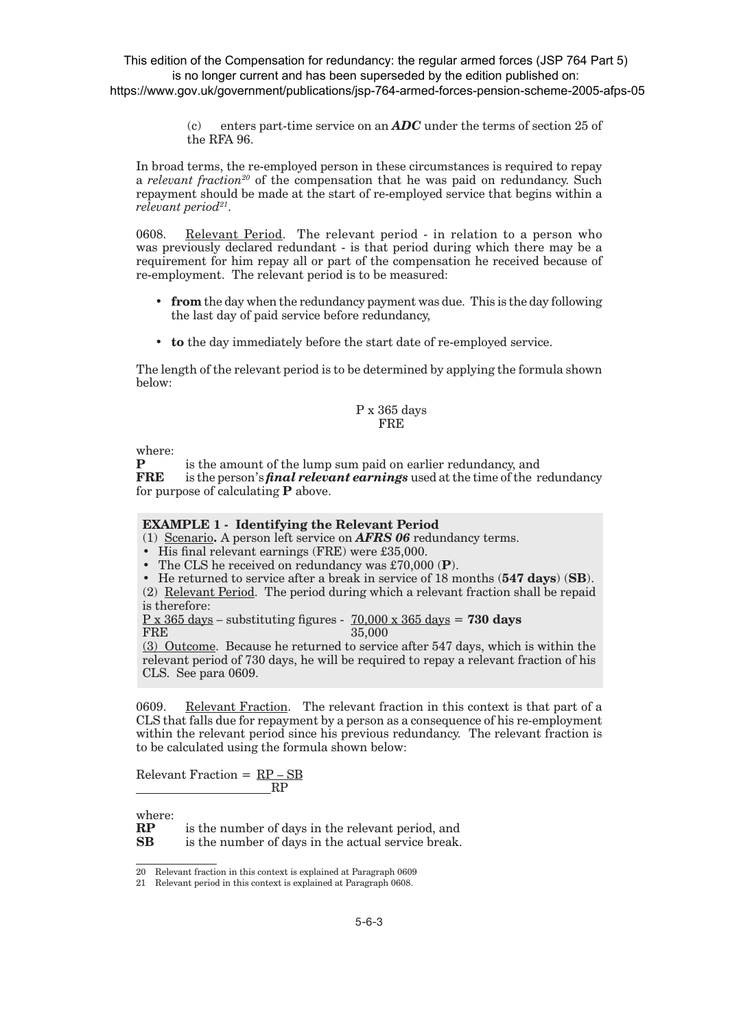This edition of the Compensation for redundancy: the regular armed forces (JSP 764 Part 5) is no longer current and has been superseded by the edition published on: https://www.gov.uk/government/publications/jsp-764-armed-forces-pension-scheme-2005-afps-05

(c) enters part-time service on an ***ADC*** under the terms of section 25 of the RFA 96.

In broad terms, the re-employed person in these circumstances is required to repay a *relevant fraction*[20] of the compensation that he was paid on redundancy. Such repayment should be made at the start of re-employed service that begins within a *relevant period*[21].

0608. Relevant Period. The relevant period - in relation to a person who was previously declared redundant - is that period during which there may be a requirement for him repay all or part of the compensation he received because of re-employment. The relevant period is to be measured:

- **from** the day when the redundancy payment was due. This is the day following the last day of paid service before redundancy,
- **to** the day immediately before the start date of re-employed service.

The length of the relevant period is to be determined by applying the formula shown below:

$$\frac{P \times 365 \text{ days}}{FRE}$$

where:
**P** is the amount of the lump sum paid on earlier redundancy, and
**FRE** is the person's ***final relevant earnings*** used at the time of the redundancy for purpose of calculating **P** above.

**EXAMPLE 1 - Identifying the Relevant Period**

(1) Scenario**.** A person left service on ***AFRS 06*** redundancy terms.

- His final relevant earnings (FRE) were £35,000.
- The CLS he received on redundancy was £70,000 (**P**).
- He returned to service after a break in service of 18 months (**547 days**) (**SB**).

(2) Relevant Period. The period during which a relevant fraction shall be repaid is therefore:

$\frac{P \times 365 \text{ days}}{FRE}$ – substituting figures - $\frac{70{,}000 \times 365 \text{ days}}{35{,}000}$ = **730 days**

(3) Outcome. Because he returned to service after 547 days, which is within the relevant period of 730 days, he will be required to repay a relevant fraction of his CLS. See para 0609.

0609. Relevant Fraction. The relevant fraction in this context is that part of a CLS that falls due for repayment by a person as a consequence of his re-employment within the relevant period since his previous redundancy. The relevant fraction is to be calculated using the formula shown below:

$$\text{Relevant Fraction} = \frac{RP - SB}{RP}$$

where:
**RP** is the number of days in the relevant period, and
**SB** is the number of days in the actual service break.

---

[20] Relevant fraction in this context is explained at Paragraph 0609

[21] Relevant period in this context is explained at Paragraph 0608.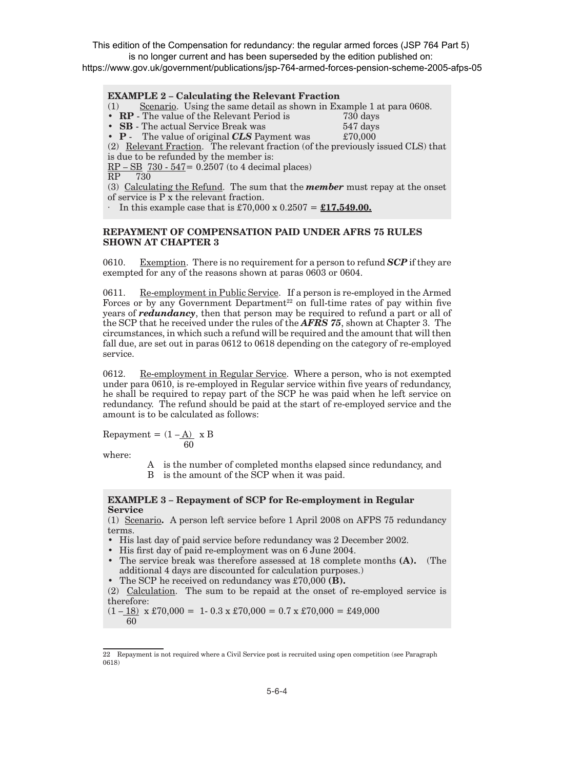This edition of the Compensation for redundancy: the regular armed forces (JSP 764 Part 5) is no longer current and has been superseded by the edition published on: https://www.gov.uk/government/publications/jsp-764-armed-forces-pension-scheme-2005-afps-05

**EXAMPLE 2 – Calculating the Relevant Fraction**

(1) Scenario. Using the same detail as shown in Example 1 at para 0608.

- **RP** - The value of the Relevant Period is 730 days
- **SB** - The actual Service Break was 547 days
- **P** - The value of original ***CLS*** Payment was £70,000

(2) Relevant Fraction. The relevant fraction (of the previously issued CLS) that is due to be refunded by the member is:

$\frac{RP - SB}{RP}$ $\frac{730 - 547}{730}$ = 0.2507 (to 4 decimal places)

(3) Calculating the Refund. The sum that the ***member*** must repay at the onset of service is P x the relevant fraction.

· In this example case that is £70,000 x 0.2507 = **£17,549.00.**

**REPAYMENT OF COMPENSATION PAID UNDER AFRS 75 RULES SHOWN AT CHAPTER 3**

0610. Exemption. There is no requirement for a person to refund ***SCP*** if they are exempted for any of the reasons shown at paras 0603 or 0604.

0611. Re-employment in Public Service. If a person is re-employed in the Armed Forces or by any Government Department[22] on full-time rates of pay within five years of ***redundancy***, then that person may be required to refund a part or all of the SCP that he received under the rules of the ***AFRS 75***, shown at Chapter 3. The circumstances, in which such a refund will be required and the amount that will then fall due, are set out in paras 0612 to 0618 depending on the category of re-employed service.

0612. Re-employment in Regular Service. Where a person, who is not exempted under para 0610, is re-employed in Regular service within five years of redundancy, he shall be required to repay part of the SCP he was paid when he left service on redundancy. The refund should be paid at the start of re-employed service and the amount is to be calculated as follows:

$$\text{Repayment} = \left(1 - \frac{A}{60}\right) \times B$$

where:

A is the number of completed months elapsed since redundancy, and
B is the amount of the SCP when it was paid.

**EXAMPLE 3 – Repayment of SCP for Re-employment in Regular Service**

(1) Scenario**.** A person left service before 1 April 2008 on AFPS 75 redundancy terms.

- His last day of paid service before redundancy was 2 December 2002.
- His first day of paid re-employment was on 6 June 2004.
- The service break was therefore assessed at 18 complete months **(A).** (The additional 4 days are discounted for calculation purposes.)
- The SCP he received on redundancy was £70,000 **(B).**

(2) Calculation. The sum to be repaid at the onset of re-employed service is therefore:

$\left(1 - \frac{18}{60}\right)$ x £70,000 = 1- 0.3 x £70,000 = 0.7 x £70,000 = £49,000

---

22 Repayment is not required where a Civil Service post is recruited using open competition (see Paragraph 0618)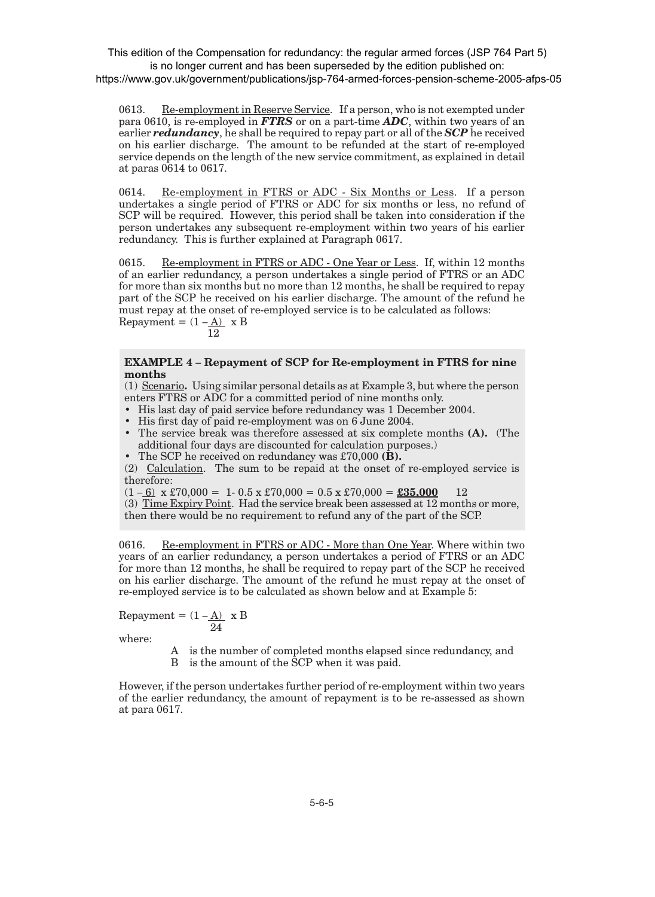This edition of the Compensation for redundancy: the regular armed forces (JSP 764 Part 5) is no longer current and has been superseded by the edition published on: https://www.gov.uk/government/publications/jsp-764-armed-forces-pension-scheme-2005-afps-05

0613. Re-employment in Reserve Service. If a person, who is not exempted under para 0610, is re-employed in ***FTRS*** or on a part-time ***ADC***, within two years of an earlier ***redundancy***, he shall be required to repay part or all of the ***SCP*** he received on his earlier discharge. The amount to be refunded at the start of re-employed service depends on the length of the new service commitment, as explained in detail at paras 0614 to 0617.

0614. Re-employment in FTRS or ADC - Six Months or Less. If a person undertakes a single period of FTRS or ADC for six months or less, no refund of SCP will be required. However, this period shall be taken into consideration if the person undertakes any subsequent re-employment within two years of his earlier redundancy. This is further explained at Paragraph 0617.

0615. Re-employment in FTRS or ADC - One Year or Less. If, within 12 months of an earlier redundancy, a person undertakes a single period of FTRS or an ADC for more than six months but no more than 12 months, he shall be required to repay part of the SCP he received on his earlier discharge. The amount of the refund he must repay at the onset of re-employed service is to be calculated as follows:

$$\text{Repayment} = \left(1 - \frac{A}{12}\right) \times B$$

**EXAMPLE 4 – Repayment of SCP for Re-employment in FTRS for nine months**

(1) Scenario**.** Using similar personal details as at Example 3, but where the person enters FTRS or ADC for a committed period of nine months only.

- His last day of paid service before redundancy was 1 December 2004.
- His first day of paid re-employment was on 6 June 2004.
- The service break was therefore assessed at six complete months **(A).** (The additional four days are discounted for calculation purposes.)
- The SCP he received on redundancy was £70,000 **(B).**

(2) Calculation. The sum to be repaid at the onset of re-employed service is therefore:

$\left(1 - \frac{6}{12}\right) \times £70,000 = 1 - 0.5 \times £70,000 = 0.5 \times £70,000 =$ **£35,000**

(3) Time Expiry Point. Had the service break been assessed at 12 months or more, then there would be no requirement to refund any of the part of the SCP.

0616. Re-employment in FTRS or ADC - More than One Year. Where within two years of an earlier redundancy, a person undertakes a period of FTRS or an ADC for more than 12 months, he shall be required to repay part of the SCP he received on his earlier discharge. The amount of the refund he must repay at the onset of re-employed service is to be calculated as shown below and at Example 5:

$$\text{Repayment} = \left(1 - \frac{A}{24}\right) \times B$$

where:

A is the number of completed months elapsed since redundancy, and
B is the amount of the SCP when it was paid.

However, if the person undertakes further period of re-employment within two years of the earlier redundancy, the amount of repayment is to be re-assessed as shown at para 0617.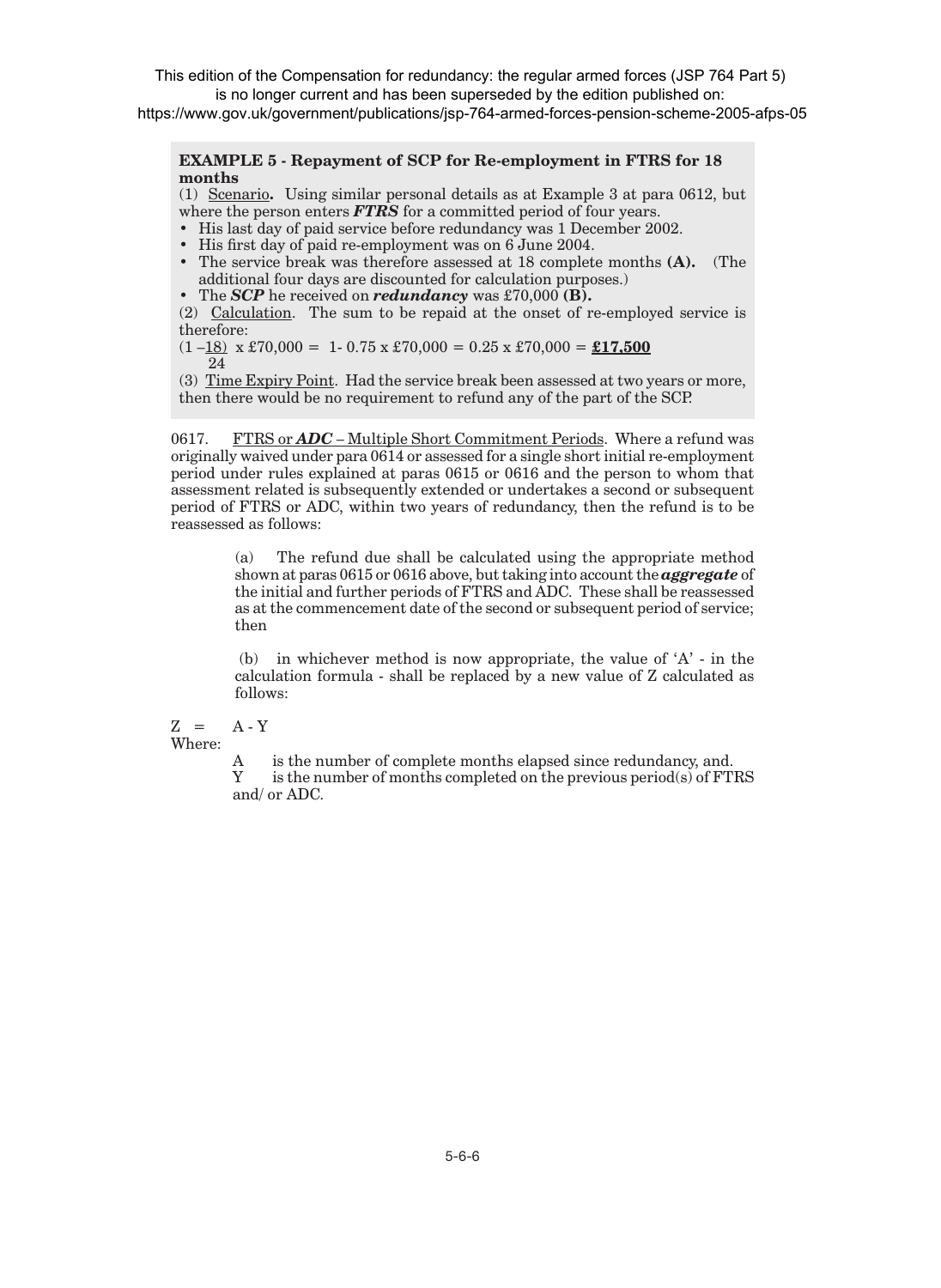This edition of the Compensation for redundancy: the regular armed forces (JSP 764 Part 5) is no longer current and has been superseded by the edition published on: https://www.gov.uk/government/publications/jsp-764-armed-forces-pension-scheme-2005-afps-05

**EXAMPLE 5 - Repayment of SCP for Re-employment in FTRS for 18 months**

(1) Scenario**.** Using similar personal details as at Example 3 at para 0612, but where the person enters ***FTRS*** for a committed period of four years.

- His last day of paid service before redundancy was 1 December 2002.
- His first day of paid re-employment was on 6 June 2004.
- The service break was therefore assessed at 18 complete months **(A).** (The additional four days are discounted for calculation purposes.)
- The ***SCP*** he received on ***redundancy*** was £70,000 **(B).**

(2) Calculation. The sum to be repaid at the onset of re-employed service is therefore:

$(1 - \frac{18}{24})$ x £70,000 = 1- 0.75 x £70,000 = 0.25 x £70,000 = **£17,500**

(3) Time Expiry Point. Had the service break been assessed at two years or more, then there would be no requirement to refund any of the part of the SCP.

0617. FTRS or ***ADC*** – Multiple Short Commitment Periods. Where a refund was originally waived under para 0614 or assessed for a single short initial re-employment period under rules explained at paras 0615 or 0616 and the person to whom that assessment related is subsequently extended or undertakes a second or subsequent period of FTRS or ADC, within two years of redundancy, then the refund is to be reassessed as follows:

(a) The refund due shall be calculated using the appropriate method shown at paras 0615 or 0616 above, but taking into account the ***aggregate*** of the initial and further periods of FTRS and ADC. These shall be reassessed as at the commencement date of the second or subsequent period of service; then

(b) in whichever method is now appropriate, the value of 'A' - in the calculation formula - shall be replaced by a new value of Z calculated as follows:

$Z = A - Y$

Where:

A is the number of complete months elapsed since redundancy, and.
Y is the number of months completed on the previous period(s) of FTRS and/ or ADC.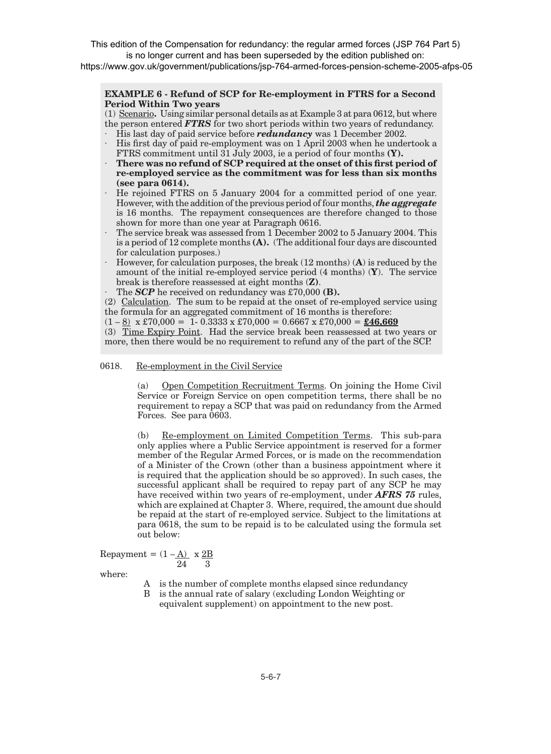This edition of the Compensation for redundancy: the regular armed forces (JSP 764 Part 5) is no longer current and has been superseded by the edition published on: https://www.gov.uk/government/publications/jsp-764-armed-forces-pension-scheme-2005-afps-05

**EXAMPLE 6 - Refund of SCP for Re-employment in FTRS for a Second Period Within Two years**

(1) Scenario**.** Using similar personal details as at Example 3 at para 0612, but where the person entered ***FTRS*** for two short periods within two years of redundancy.

- His last day of paid service before ***redundancy*** was 1 December 2002.
- His first day of paid re-employment was on 1 April 2003 when he undertook a FTRS commitment until 31 July 2003, ie a period of four months **(Y).**
- **There was no refund of SCP required at the onset of this first period of re-employed service as the commitment was for less than six months (see para 0614).**
- He rejoined FTRS on 5 January 2004 for a committed period of one year. However, with the addition of the previous period of four months, ***the aggregate*** is 16 months. The repayment consequences are therefore changed to those shown for more than one year at Paragraph 0616.
- The service break was assessed from 1 December 2002 to 5 January 2004. This is a period of 12 complete months **(A).** (The additional four days are discounted for calculation purposes.)
- However, for calculation purposes, the break (12 months) (**A**) is reduced by the amount of the initial re-employed service period (4 months) (**Y**). The service break is therefore reassessed at eight months (**Z**).
- The ***SCP*** he received on redundancy was £70,000 **(B).**

(2) Calculation. The sum to be repaid at the onset of re-employed service using the formula for an aggregated commitment of 16 months is therefore:

$(1 - \frac{8}{24}) \times £70{,}000 = 1 - 0.3333 \times £70{,}000 = 0.6667 \times £70{,}000 =$ **£46,669**

(3) Time Expiry Point. Had the service break been reassessed at two years or more, then there would be no requirement to refund any of the part of the SCP.

0618. Re-employment in the Civil Service

(a) Open Competition Recruitment Terms. On joining the Home Civil Service or Foreign Service on open competition terms, there shall be no requirement to repay a SCP that was paid on redundancy from the Armed Forces. See para 0603.

(b) Re-employment on Limited Competition Terms. This sub-para only applies where a Public Service appointment is reserved for a former member of the Regular Armed Forces, or is made on the recommendation of a Minister of the Crown (other than a business appointment where it is required that the application should be so approved). In such cases, the successful applicant shall be required to repay part of any SCP he may have received within two years of re-employment, under ***AFRS 75*** rules, which are explained at Chapter 3. Where, required, the amount due should be repaid at the start of re-employed service. Subject to the limitations at para 0618, the sum to be repaid is to be calculated using the formula set out below:

$$\text{Repayment} = \left(1 - \frac{A}{24}\right) \times \frac{2B}{3}$$

where:

- A is the number of complete months elapsed since redundancy
- B is the annual rate of salary (excluding London Weighting or equivalent supplement) on appointment to the new post.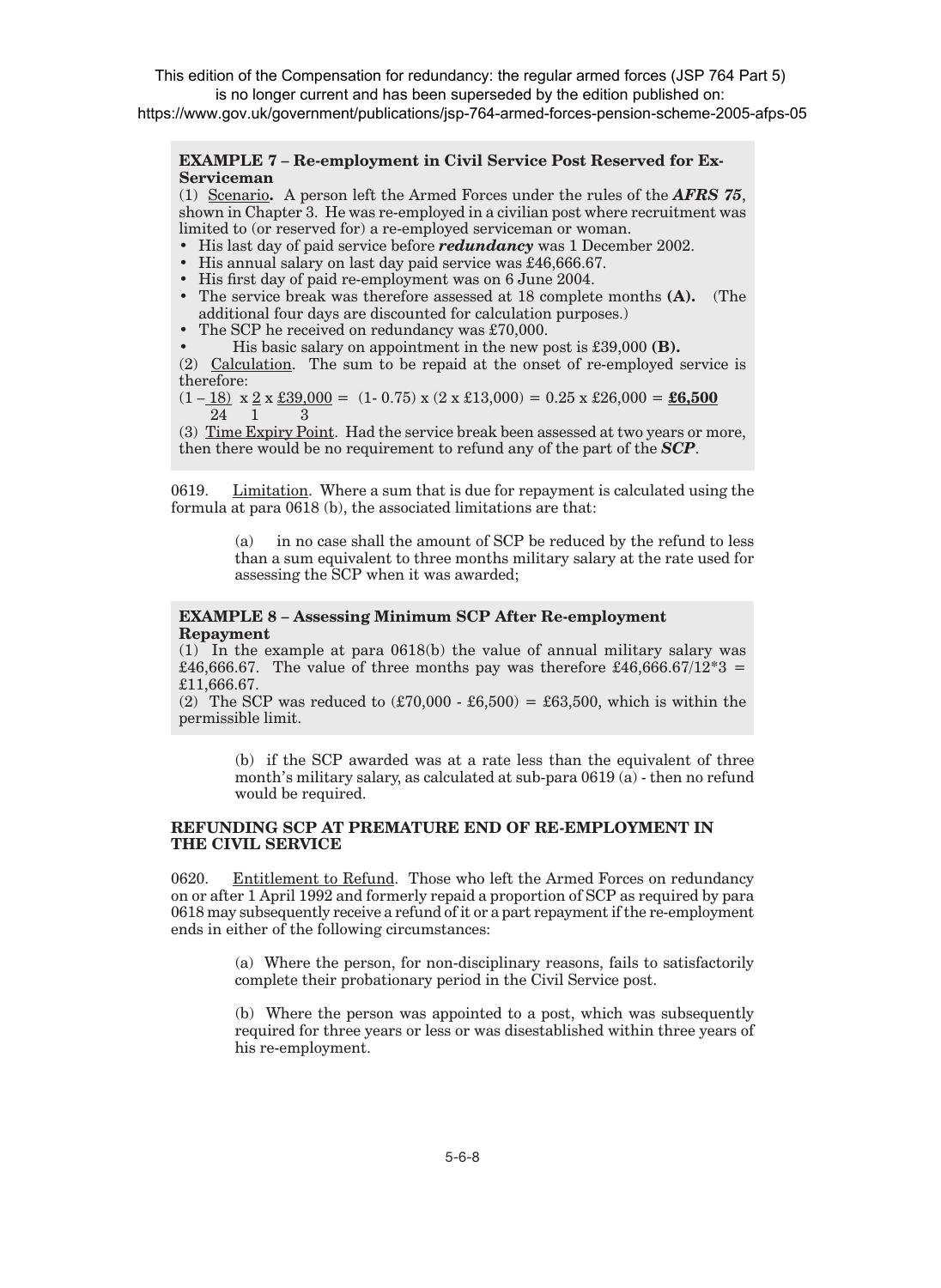This edition of the Compensation for redundancy: the regular armed forces (JSP 764 Part 5) is no longer current and has been superseded by the edition published on: https://www.gov.uk/government/publications/jsp-764-armed-forces-pension-scheme-2005-afps-05

**EXAMPLE 7 – Re-employment in Civil Service Post Reserved for Ex-Serviceman**

(1) Scenario**.** A person left the Armed Forces under the rules of the ***AFRS 75***, shown in Chapter 3. He was re-employed in a civilian post where recruitment was limited to (or reserved for) a re-employed serviceman or woman.

- His last day of paid service before ***redundancy*** was 1 December 2002.
- His annual salary on last day paid service was £46,666.67.
- His first day of paid re-employment was on 6 June 2004.
- The service break was therefore assessed at 18 complete months **(A).** (The additional four days are discounted for calculation purposes.)
- The SCP he received on redundancy was £70,000.
- His basic salary on appointment in the new post is £39,000 **(B).**

(2) Calculation. The sum to be repaid at the onset of re-employed service is therefore:

$$\left(1 - \frac{18}{24}\right) \times \frac{2}{1} \times \frac{£39,000}{3} = (1 - 0.75) \times (2 \times £13,000) = 0.25 \times £26,000 = \mathbf{£6,500}$$

(3) Time Expiry Point. Had the service break been assessed at two years or more, then there would be no requirement to refund any of the part of the ***SCP***.

0619. Limitation. Where a sum that is due for repayment is calculated using the formula at para 0618 (b), the associated limitations are that:

(a) in no case shall the amount of SCP be reduced by the refund to less than a sum equivalent to three months military salary at the rate used for assessing the SCP when it was awarded;

**EXAMPLE 8 – Assessing Minimum SCP After Re-employment Repayment**

(1) In the example at para 0618(b) the value of annual military salary was £46,666.67. The value of three months pay was therefore £46,666.67/12*3 = £11,666.67.

(2) The SCP was reduced to (£70,000 - £6,500) = £63,500, which is within the permissible limit.

(b) if the SCP awarded was at a rate less than the equivalent of three month's military salary, as calculated at sub-para 0619 (a) - then no refund would be required.

### REFUNDING SCP AT PREMATURE END OF RE-EMPLOYMENT IN THE CIVIL SERVICE

0620. Entitlement to Refund. Those who left the Armed Forces on redundancy on or after 1 April 1992 and formerly repaid a proportion of SCP as required by para 0618 may subsequently receive a refund of it or a part repayment if the re-employment ends in either of the following circumstances:

(a) Where the person, for non-disciplinary reasons, fails to satisfactorily complete their probationary period in the Civil Service post.

(b) Where the person was appointed to a post, which was subsequently required for three years or less or was disestablished within three years of his re-employment.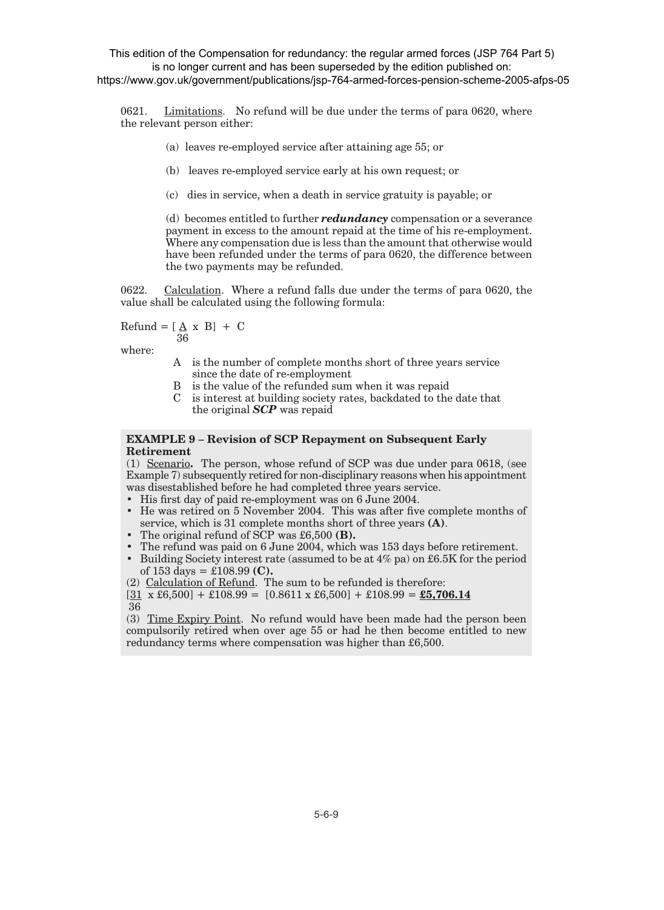This edition of the Compensation for redundancy: the regular armed forces (JSP 764 Part 5) is no longer current and has been superseded by the edition published on: https://www.gov.uk/government/publications/jsp-764-armed-forces-pension-scheme-2005-afps-05

0621. Limitations. No refund will be due under the terms of para 0620, where the relevant person either:

(a) leaves re-employed service after attaining age 55; or

(b) leaves re-employed service early at his own request; or

(c) dies in service, when a death in service gratuity is payable; or

(d) becomes entitled to further ***redundancy*** compensation or a severance payment in excess to the amount repaid at the time of his re-employment. Where any compensation due is less than the amount that otherwise would have been refunded under the terms of para 0620, the difference between the two payments may be refunded.

0622. Calculation. Where a refund falls due under the terms of para 0620, the value shall be calculated using the following formula:

$$\text{Refund} = \left[\frac{A}{36} \times B\right] + C$$

where:

- A is the number of complete months short of three years service since the date of re-employment
- B is the value of the refunded sum when it was repaid
- C is interest at building society rates, backdated to the date that the original ***SCP*** was repaid

**EXAMPLE 9 – Revision of SCP Repayment on Subsequent Early Retirement**

(1) Scenario**.** The person, whose refund of SCP was due under para 0618, (see Example 7) subsequently retired for non-disciplinary reasons when his appointment was disestablished before he had completed three years service.

- His first day of paid re-employment was on 6 June 2004.
- He was retired on 5 November 2004. This was after five complete months of service, which is 31 complete months short of three years **(A)**.
- The original refund of SCP was £6,500 **(B).**
- The refund was paid on 6 June 2004, which was 153 days before retirement.
- Building Society interest rate (assumed to be at 4% pa) on £6.5K for the period of 153 days = £108.99 **(C).**

(2) Calculation of Refund. The sum to be refunded is therefore:

$$\left[\frac{31}{36} \times £6{,}500\right] + £108.99 = [0.8611 \times £6{,}500] + £108.99 = \underline{\mathbf{£5{,}706.14}}$$

(3) Time Expiry Point. No refund would have been made had the person been compulsorily retired when over age 55 or had he then become entitled to new redundancy terms where compensation was higher than £6,500.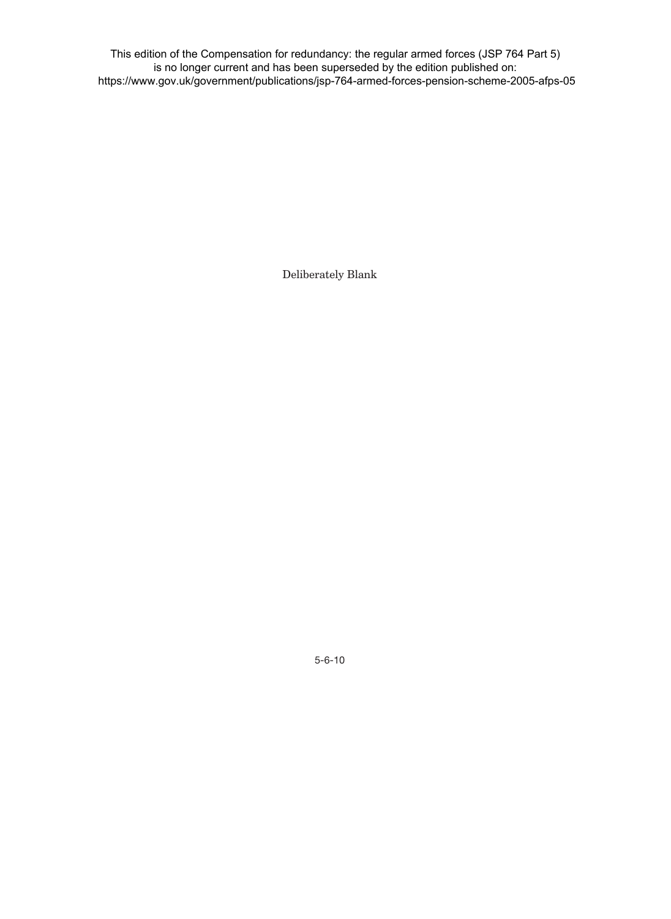This edition of the Compensation for redundancy: the regular armed forces (JSP 764 Part 5) is no longer current and has been superseded by the edition published on: https://www.gov.uk/government/publications/jsp-764-armed-forces-pension-scheme-2005-afps-05

Deliberately Blank